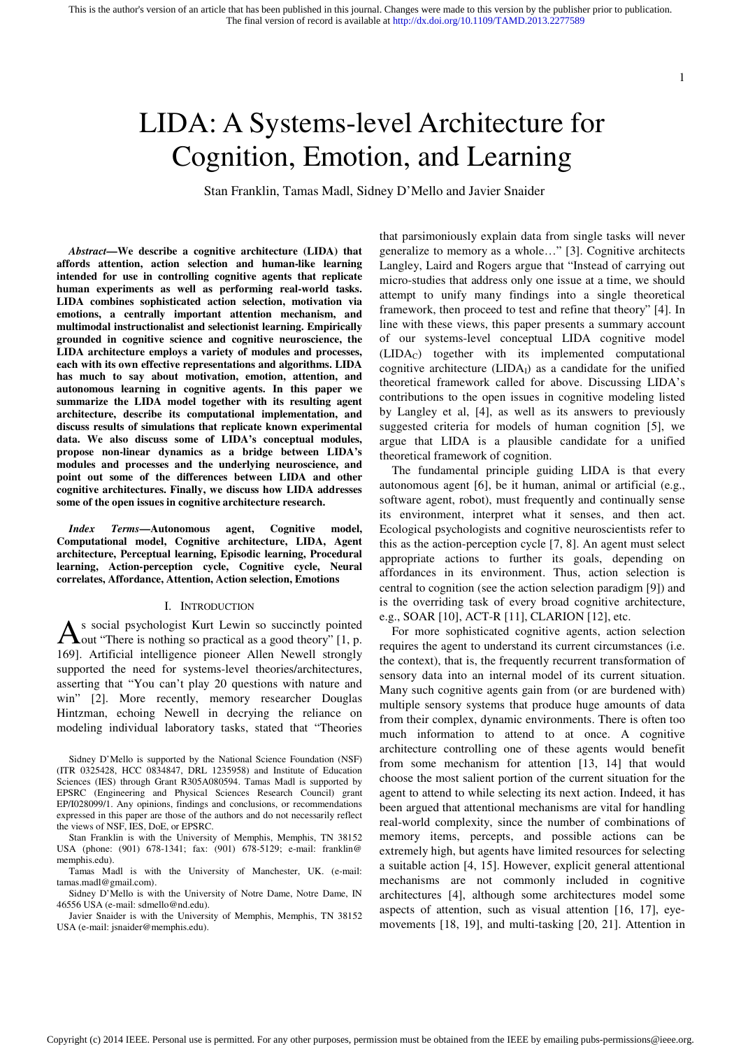# LIDA: A Systems-level Architecture for Cognition, Emotion, and Learning

Stan Franklin, Tamas Madl, Sidney D'Mello and Javier Snaider

***Abstract*—We describe a cognitive architecture (LIDA) that affords attention, action selection and human-like learning intended for use in controlling cognitive agents that replicate human experiments as well as performing real-world tasks. LIDA combines sophisticated action selection, motivation via emotions, a centrally important attention mechanism, and multimodal instructionalist and selectionist learning. Empirically grounded in cognitive science and cognitive neuroscience, the LIDA architecture employs a variety of modules and processes, each with its own effective representations and algorithms. LIDA has much to say about motivation, emotion, attention, and autonomous learning in cognitive agents. In this paper we summarize the LIDA model together with its resulting agent architecture, describe its computational implementation, and discuss results of simulations that replicate known experimental data. We also discuss some of LIDA's conceptual modules, propose non-linear dynamics as a bridge between LIDA's modules and processes and the underlying neuroscience, and point out some of the differences between LIDA and other cognitive architectures. Finally, we discuss how LIDA addresses some of the open issues in cognitive architecture research.**

***Index Terms*—Autonomous agent, Cognitive model, Computational model, Cognitive architecture, LIDA, Agent architecture, Perceptual learning, Episodic learning, Procedural learning, Action-perception cycle, Cognitive cycle, Neural correlates, Affordance, Attention, Action selection, Emotions**

## I. Introduction

As social psychologist Kurt Lewin so succinctly pointed out "There is nothing so practical as a good theory" [1, p. 169]. Artificial intelligence pioneer Allen Newell strongly supported the need for systems-level theories/architectures, asserting that "You can't play 20 questions with nature and win" [2]. More recently, memory researcher Douglas Hintzman, echoing Newell in decrying the reliance on modeling individual laboratory tasks, stated that "Theories that parsimoniously explain data from single tasks will never generalize to memory as a whole…" [3]. Cognitive architects Langley, Laird and Rogers argue that "Instead of carrying out micro-studies that address only one issue at a time, we should attempt to unify many findings into a single theoretical framework, then proceed to test and refine that theory" [4]. In line with these views, this paper presents a summary account of our systems-level conceptual LIDA cognitive model ($LIDA_C$) together with its implemented computational cognitive architecture ($LIDA_I$) as a candidate for the unified theoretical framework called for above. Discussing LIDA's contributions to the open issues in cognitive modeling listed by Langley et al, [4], as well as its answers to previously suggested criteria for models of human cognition [5], we argue that LIDA is a plausible candidate for a unified theoretical framework of cognition.

The fundamental principle guiding LIDA is that every autonomous agent [6], be it human, animal or artificial (e.g., software agent, robot), must frequently and continually sense its environment, interpret what it senses, and then act. Ecological psychologists and cognitive neuroscientists refer to this as the action-perception cycle [7, 8]. An agent must select appropriate actions to further its goals, depending on affordances in its environment. Thus, action selection is central to cognition (see the action selection paradigm [9]) and is the overriding task of every broad cognitive architecture, e.g., SOAR [10], ACT-R [11], CLARION [12], etc.

For more sophisticated cognitive agents, action selection requires the agent to understand its current circumstances (i.e. the context), that is, the frequently recurrent transformation of sensory data into an internal model of its current situation. Many such cognitive agents gain from (or are burdened with) multiple sensory systems that produce huge amounts of data from their complex, dynamic environments. There is often too much information to attend to at once. A cognitive architecture controlling one of these agents would benefit from some mechanism for attention [13, 14] that would choose the most salient portion of the current situation for the agent to attend to while selecting its next action. Indeed, it has been argued that attentional mechanisms are vital for handling real-world complexity, since the number of combinations of memory items, percepts, and possible actions can be extremely high, but agents have limited resources for selecting a suitable action [4, 15]. However, explicit general attentional mechanisms are not commonly included in cognitive architectures [4], although some architectures model some aspects of attention, such as visual attention [16, 17], eye-movements [18, 19], and multi-tasking [20, 21]. Attention in

---

Sidney D'Mello is supported by the National Science Foundation (NSF) (ITR 0325428, HCC 0834847, DRL 1235958) and Institute of Education Sciences (IES) through Grant R305A080594. Tamas Madl is supported by EPSRC (Engineering and Physical Sciences Research Council) grant EP/I028099/1. Any opinions, findings and conclusions, or recommendations expressed in this paper are those of the authors and do not necessarily reflect the views of NSF, IES, DoE, or EPSRC.

Stan Franklin is with the University of Memphis, Memphis, TN 38152 USA (phone: (901) 678-1341; fax: (901) 678-5129; e-mail: franklin@memphis.edu).

Tamas Madl is with the University of Manchester, UK. (e-mail: tamas.madl@gmail.com).

Sidney D'Mello is with the University of Notre Dame, Notre Dame, IN 46556 USA (e-mail: sdmello@nd.edu).

Javier Snaider is with the University of Memphis, Memphis, TN 38152 USA (e-mail: jsnaider@memphis.edu).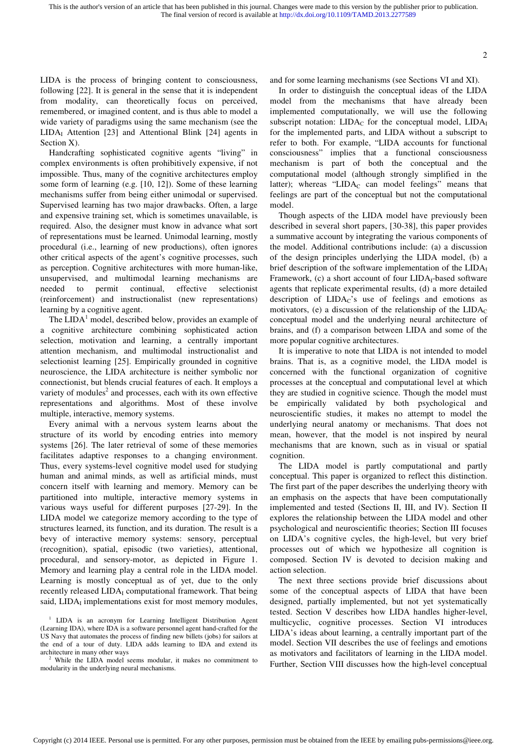LIDA is the process of bringing content to consciousness, following [22]. It is general in the sense that it is independent from modality, can theoretically focus on perceived, remembered, or imagined content, and is thus able to model a wide variety of paradigms using the same mechanism (see the $\text{LIDA}_\text{I}$ Attention [23] and Attentional Blink [24] agents in Section X).

Handcrafting sophisticated cognitive agents "living" in complex environments is often prohibitively expensive, if not impossible. Thus, many of the cognitive architectures employ some form of learning (e.g. [10, 12]). Some of these learning mechanisms suffer from being either unimodal or supervised. Supervised learning has two major drawbacks. Often, a large and expensive training set, which is sometimes unavailable, is required. Also, the designer must know in advance what sort of representations must be learned. Unimodal learning, mostly procedural (i.e., learning of new productions), often ignores other critical aspects of the agent's cognitive processes, such as perception. Cognitive architectures with more human-like, unsupervised, and multimodal learning mechanisms are needed to permit continual, effective selectionist (reinforcement) and instructionalist (new representations) learning by a cognitive agent.

The LIDA[1] model, described below, provides an example of a cognitive architecture combining sophisticated action selection, motivation and learning, a centrally important attention mechanism, and multimodal instructionalist and selectionist learning [25]. Empirically grounded in cognitive neuroscience, the LIDA architecture is neither symbolic nor connectionist, but blends crucial features of each. It employs a variety of modules[2] and processes, each with its own effective representations and algorithms. Most of these involve multiple, interactive, memory systems.

Every animal with a nervous system learns about the structure of its world by encoding entries into memory systems [26]. The later retrieval of some of these memories facilitates adaptive responses to a changing environment. Thus, every systems-level cognitive model used for studying human and animal minds, as well as artificial minds, must concern itself with learning and memory. Memory can be partitioned into multiple, interactive memory systems in various ways useful for different purposes [27-29]. In the LIDA model we categorize memory according to the type of structures learned, its function, and its duration. The result is a bevy of interactive memory systems: sensory, perceptual (recognition), spatial, episodic (two varieties), attentional, procedural, and sensory-motor, as depicted in Figure 1. Memory and learning play a central role in the LIDA model. Learning is mostly conceptual as of yet, due to the only recently released $\text{LIDA}_\text{I}$ computational framework. That being said, $\text{LIDA}_\text{I}$ implementations exist for most memory modules, and for some learning mechanisms (see Sections VI and XI).

In order to distinguish the conceptual ideas of the LIDA model from the mechanisms that have already been implemented computationally, we will use the following subscript notation: $\text{LIDA}_\text{C}$ for the conceptual model, $\text{LIDA}_\text{I}$ for the implemented parts, and LIDA without a subscript to refer to both. For example, "LIDA accounts for functional consciousness" implies that a functional consciousness mechanism is part of both the conceptual and the computational model (although strongly simplified in the latter); whereas "$\text{LIDA}_\text{C}$ can model feelings" means that feelings are part of the conceptual but not the computational model.

Though aspects of the LIDA model have previously been described in several short papers, [30-38], this paper provides a summative account by integrating the various components of the model. Additional contributions include: (a) a discussion of the design principles underlying the LIDA model, (b) a brief description of the software implementation of the $\text{LIDA}_\text{I}$ Framework, (c) a short account of four $\text{LIDA}_\text{I}$-based software agents that replicate experimental results, (d) a more detailed description of $\text{LIDA}_\text{C}$'s use of feelings and emotions as motivators, (e) a discussion of the relationship of the $\text{LIDA}_\text{C}$ conceptual model and the underlying neural architecture of brains, and (f) a comparison between LIDA and some of the more popular cognitive architectures.

It is imperative to note that LIDA is not intended to model brains. That is, as a cognitive model, the LIDA model is concerned with the functional organization of cognitive processes at the conceptual and computational level at which they are studied in cognitive science. Though the model must be empirically validated by both psychological and neuroscientific studies, it makes no attempt to model the underlying neural anatomy or mechanisms. That does not mean, however, that the model is not inspired by neural mechanisms that are known, such as in visual or spatial cognition.

The LIDA model is partly computational and partly conceptual. This paper is organized to reflect this distinction. The first part of the paper describes the underlying theory with an emphasis on the aspects that have been computationally implemented and tested (Sections II, III, and IV). Section II explores the relationship between the LIDA model and other psychological and neuroscientific theories; Section III focuses on LIDA's cognitive cycles, the high-level, but very brief processes out of which we hypothesize all cognition is composed. Section IV is devoted to decision making and action selection.

The next three sections provide brief discussions about some of the conceptual aspects of LIDA that have been designed, partially implemented, but not yet systematically tested. Section V describes how LIDA handles higher-level, multicyclic, cognitive processes. Section VI introduces LIDA's ideas about learning, a centrally important part of the model. Section VII describes the use of feelings and emotions as motivators and facilitators of learning in the LIDA model. Further, Section VIII discusses how the high-level conceptual

[1] LIDA is an acronym for Learning Intelligent Distribution Agent (Learning IDA), where IDA is a software personnel agent hand-crafted for the US Navy that automates the process of finding new billets (jobs) for sailors at the end of a tour of duty. LIDA adds learning to IDA and extend its architecture in many other ways

[2] While the LIDA model seems modular, it makes no commitment to modularity in the underlying neural mechanisms.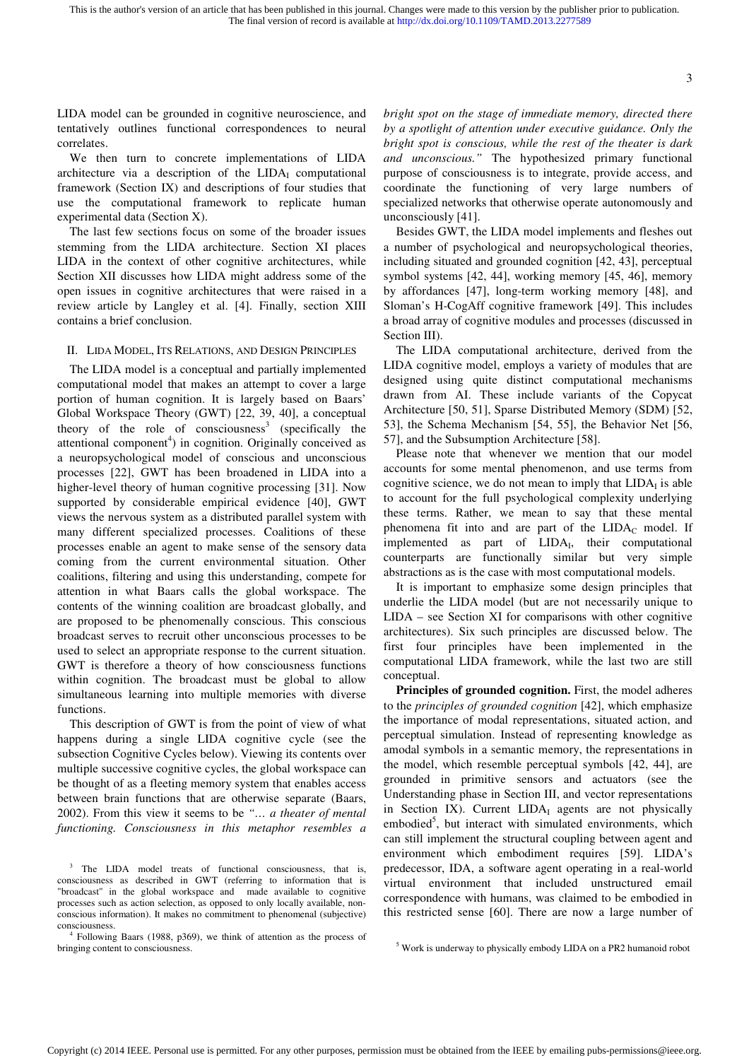LIDA model can be grounded in cognitive neuroscience, and tentatively outlines functional correspondences to neural correlates.

We then turn to concrete implementations of LIDA architecture via a description of the $LIDA_I$ computational framework (Section IX) and descriptions of four studies that use the computational framework to replicate human experimental data (Section X).

The last few sections focus on some of the broader issues stemming from the LIDA architecture. Section XI places LIDA in the context of other cognitive architectures, while Section XII discusses how LIDA might address some of the open issues in cognitive architectures that were raised in a review article by Langley et al. [4]. Finally, section XIII contains a brief conclusion.

## II. LIDA Model, Its Relations, and Design Principles

The LIDA model is a conceptual and partially implemented computational model that makes an attempt to cover a large portion of human cognition. It is largely based on Baars' Global Workspace Theory (GWT) [22, 39, 40], a conceptual theory of the role of consciousness[3] (specifically the attentional component[4]) in cognition. Originally conceived as a neuropsychological model of conscious and unconscious processes [22], GWT has been broadened in LIDA into a higher-level theory of human cognitive processing [31]. Now supported by considerable empirical evidence [40], GWT views the nervous system as a distributed parallel system with many different specialized processes. Coalitions of these processes enable an agent to make sense of the sensory data coming from the current environmental situation. Other coalitions, filtering and using this understanding, compete for attention in what Baars calls the global workspace. The contents of the winning coalition are broadcast globally, and are proposed to be phenomenally conscious. This conscious broadcast serves to recruit other unconscious processes to be used to select an appropriate response to the current situation. GWT is therefore a theory of how consciousness functions within cognition. The broadcast must be global to allow simultaneous learning into multiple memories with diverse functions.

This description of GWT is from the point of view of what happens during a single LIDA cognitive cycle (see the subsection Cognitive Cycles below). Viewing its contents over multiple successive cognitive cycles, the global workspace can be thought of as a fleeting memory system that enables access between brain functions that are otherwise separate (Baars, 2002). From this view it seems to be *"… a theater of mental functioning. Consciousness in this metaphor resembles a bright spot on the stage of immediate memory, directed there by a spotlight of attention under executive guidance. Only the bright spot is conscious, while the rest of the theater is dark and unconscious."* The hypothesized primary functional purpose of consciousness is to integrate, provide access, and coordinate the functioning of very large numbers of specialized networks that otherwise operate autonomously and unconsciously [41].

Besides GWT, the LIDA model implements and fleshes out a number of psychological and neuropsychological theories, including situated and grounded cognition [42, 43], perceptual symbol systems [42, 44], working memory [45, 46], memory by affordances [47], long-term working memory [48], and Sloman's H-CogAff cognitive framework [49]. This includes a broad array of cognitive modules and processes (discussed in Section III).

The LIDA computational architecture, derived from the LIDA cognitive model, employs a variety of modules that are designed using quite distinct computational mechanisms drawn from AI. These include variants of the Copycat Architecture [50, 51], Sparse Distributed Memory (SDM) [52, 53], the Schema Mechanism [54, 55], the Behavior Net [56, 57], and the Subsumption Architecture [58].

Please note that whenever we mention that our model accounts for some mental phenomenon, and use terms from cognitive science, we do not mean to imply that $LIDA_I$ is able to account for the full psychological complexity underlying these terms. Rather, we mean to say that these mental phenomena fit into and are part of the $LIDA_C$ model. If implemented as part of $LIDA_I$, their computational counterparts are functionally similar but very simple abstractions as is the case with most computational models.

It is important to emphasize some design principles that underlie the LIDA model (but are not necessarily unique to LIDA – see Section XI for comparisons with other cognitive architectures). Six such principles are discussed below. The first four principles have been implemented in the computational LIDA framework, while the last two are still conceptual.

**Principles of grounded cognition.** First, the model adheres to the *principles of grounded cognition* [42], which emphasize the importance of modal representations, situated action, and perceptual simulation. Instead of representing knowledge as amodal symbols in a semantic memory, the representations in the model, which resemble perceptual symbols [42, 44], are grounded in primitive sensors and actuators (see the Understanding phase in Section III, and vector representations in Section IX). Current $LIDA_I$ agents are not physically embodied[5], but interact with simulated environments, which can still implement the structural coupling between agent and environment which embodiment requires [59]. LIDA's predecessor, IDA, a software agent operating in a real-world virtual environment that included unstructured email correspondence with humans, was claimed to be embodied in this restricted sense [60]. There are now a large number of

[3] The LIDA model treats of functional consciousness, that is, consciousness as described in GWT (referring to information that is "broadcast" in the global workspace and made available to cognitive processes such as action selection, as opposed to only locally available, non-conscious information). It makes no commitment to phenomenal (subjective) consciousness.

[4] Following Baars (1988, p369), we think of attention as the process of bringing content to consciousness.

[5] Work is underway to physically embody LIDA on a PR2 humanoid robot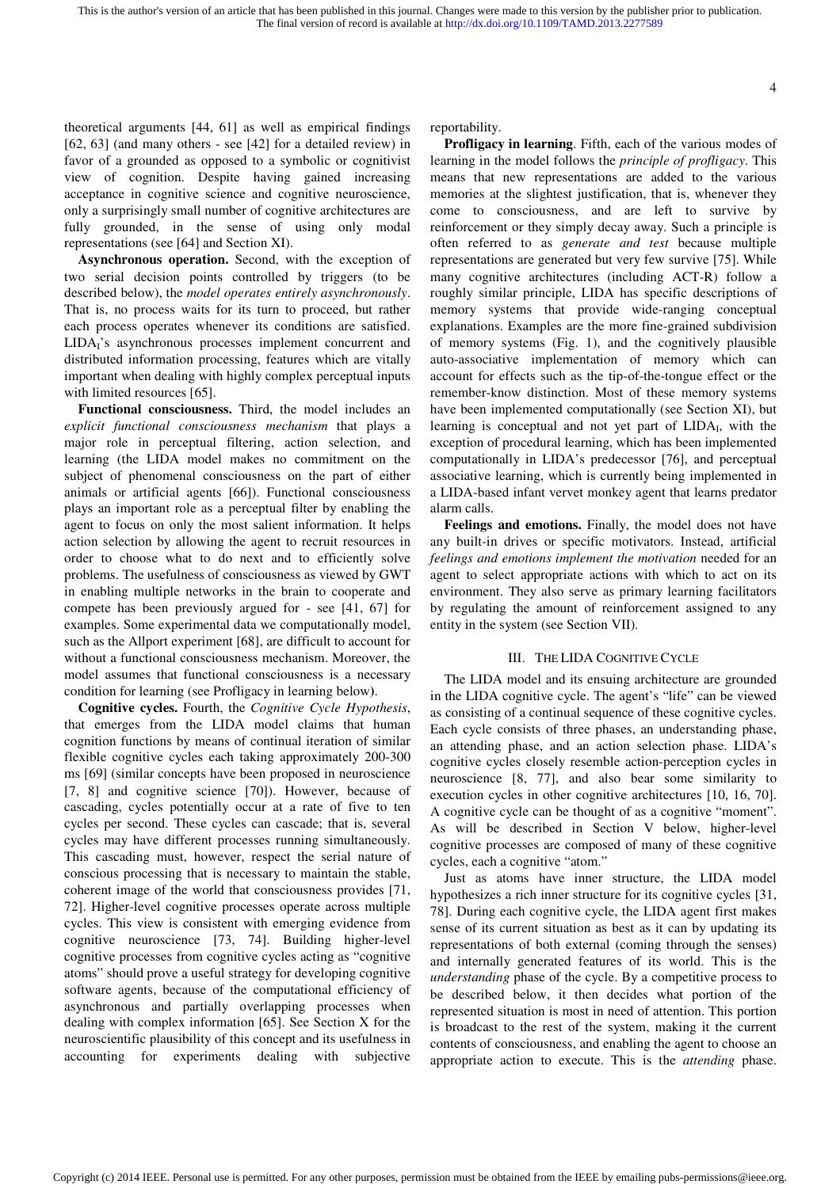theoretical arguments [44, 61] as well as empirical findings [62, 63] (and many others - see [42] for a detailed review) in favor of a grounded as opposed to a symbolic or cognitivist view of cognition. Despite having gained increasing acceptance in cognitive science and cognitive neuroscience, only a surprisingly small number of cognitive architectures are fully grounded, in the sense of using only modal representations (see [64] and Section XI).

**Asynchronous operation.** Second, with the exception of two serial decision points controlled by triggers (to be described below), the *model operates entirely asynchronously*. That is, no process waits for its turn to proceed, but rather each process operates whenever its conditions are satisfied. $\text{LIDA}_\text{I}$'s asynchronous processes implement concurrent and distributed information processing, features which are vitally important when dealing with highly complex perceptual inputs with limited resources [65].

**Functional consciousness.** Third, the model includes an *explicit functional consciousness mechanism* that plays a major role in perceptual filtering, action selection, and learning (the LIDA model makes no commitment on the subject of phenomenal consciousness on the part of either animals or artificial agents [66]). Functional consciousness plays an important role as a perceptual filter by enabling the agent to focus on only the most salient information. It helps action selection by allowing the agent to recruit resources in order to choose what to do next and to efficiently solve problems. The usefulness of consciousness as viewed by GWT in enabling multiple networks in the brain to cooperate and compete has been previously argued for - see [41, 67] for examples. Some experimental data we computationally model, such as the Allport experiment [68], are difficult to account for without a functional consciousness mechanism. Moreover, the model assumes that functional consciousness is a necessary condition for learning (see Profligacy in learning below).

**Cognitive cycles.** Fourth, the *Cognitive Cycle Hypothesis*, that emerges from the LIDA model claims that human cognition functions by means of continual iteration of similar flexible cognitive cycles each taking approximately 200-300 ms [69] (similar concepts have been proposed in neuroscience [7, 8] and cognitive science [70]). However, because of cascading, cycles potentially occur at a rate of five to ten cycles per second. These cycles can cascade; that is, several cycles may have different processes running simultaneously. This cascading must, however, respect the serial nature of conscious processing that is necessary to maintain the stable, coherent image of the world that consciousness provides [71, 72]. Higher-level cognitive processes operate across multiple cycles. This view is consistent with emerging evidence from cognitive neuroscience [73, 74]. Building higher-level cognitive processes from cognitive cycles acting as "cognitive atoms" should prove a useful strategy for developing cognitive software agents, because of the computational efficiency of asynchronous and partially overlapping processes when dealing with complex information [65]. See Section X for the neuroscientific plausibility of this concept and its usefulness in accounting for experiments dealing with subjective reportability.

**Profligacy in learning**. Fifth, each of the various modes of learning in the model follows the *principle of profligacy*. This means that new representations are added to the various memories at the slightest justification, that is, whenever they come to consciousness, and are left to survive by reinforcement or they simply decay away. Such a principle is often referred to as *generate and test* because multiple representations are generated but very few survive [75]. While many cognitive architectures (including ACT-R) follow a roughly similar principle, LIDA has specific descriptions of memory systems that provide wide-ranging conceptual explanations. Examples are the more fine-grained subdivision of memory systems (Fig. 1), and the cognitively plausible auto-associative implementation of memory which can account for effects such as the tip-of-the-tongue effect or the remember-know distinction. Most of these memory systems have been implemented computationally (see Section XI), but learning is conceptual and not yet part of $\text{LIDA}_\text{I}$, with the exception of procedural learning, which has been implemented computationally in LIDA's predecessor [76], and perceptual associative learning, which is currently being implemented in a LIDA-based infant vervet monkey agent that learns predator alarm calls.

**Feelings and emotions.** Finally, the model does not have any built-in drives or specific motivators. Instead, artificial *feelings and emotions implement the motivation* needed for an agent to select appropriate actions with which to act on its environment. They also serve as primary learning facilitators by regulating the amount of reinforcement assigned to any entity in the system (see Section VII).

## III. The LIDA Cognitive Cycle

The LIDA model and its ensuing architecture are grounded in the LIDA cognitive cycle. The agent's "life" can be viewed as consisting of a continual sequence of these cognitive cycles. Each cycle consists of three phases, an understanding phase, an attending phase, and an action selection phase. LIDA's cognitive cycles closely resemble action-perception cycles in neuroscience [8, 77], and also bear some similarity to execution cycles in other cognitive architectures [10, 16, 70]. A cognitive cycle can be thought of as a cognitive "moment". As will be described in Section V below, higher-level cognitive processes are composed of many of these cognitive cycles, each a cognitive "atom."

Just as atoms have inner structure, the LIDA model hypothesizes a rich inner structure for its cognitive cycles [31, 78]. During each cognitive cycle, the LIDA agent first makes sense of its current situation as best as it can by updating its representations of both external (coming through the senses) and internally generated features of its world. This is the *understanding* phase of the cycle. By a competitive process to be described below, it then decides what portion of the represented situation is most in need of attention. This portion is broadcast to the rest of the system, making it the current contents of consciousness, and enabling the agent to choose an appropriate action to execute. This is the *attending* phase.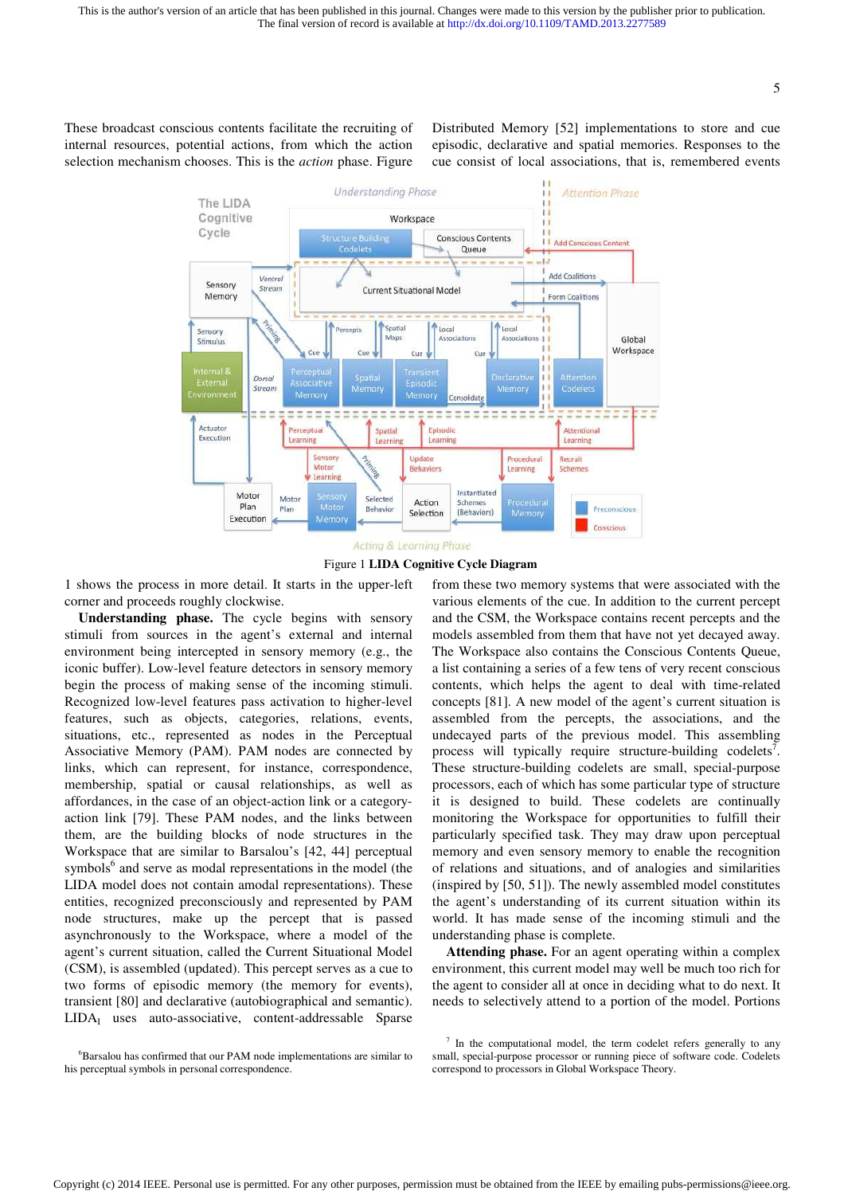These broadcast conscious contents facilitate the recruiting of internal resources, potential actions, from which the action selection mechanism chooses. This is the *action* phase. Figure 1 shows the process in more detail. It starts in the upper-left corner and proceeds roughly clockwise.

Figure 1 **LIDA Cognitive Cycle Diagram**

**Understanding phase.** The cycle begins with sensory stimuli from sources in the agent's external and internal environment being intercepted in sensory memory (e.g., the iconic buffer). Low-level feature detectors in sensory memory begin the process of making sense of the incoming stimuli. Recognized low-level features pass activation to higher-level features, such as objects, categories, relations, events, situations, etc., represented as nodes in the Perceptual Associative Memory (PAM). PAM nodes are connected by links, which can represent, for instance, correspondence, membership, spatial or causal relationships, as well as affordances, in the case of an object-action link or a category-action link [79]. These PAM nodes, and the links between them, are the building blocks of node structures in the Workspace that are similar to Barsalou's [42, 44] perceptual symbols[6] and serve as modal representations in the model (the LIDA model does not contain amodal representations). These entities, recognized preconsciously and represented by PAM node structures, make up the percept that is passed asynchronously to the Workspace, where a model of the agent's current situation, called the Current Situational Model (CSM), is assembled (updated). This percept serves as a cue to two forms of episodic memory (the memory for events), transient [80] and declarative (autobiographical and semantic). $\text{LIDA}_\text{I}$ uses auto-associative, content-addressable Sparse Distributed Memory [52] implementations to store and cue episodic, declarative and spatial memories. Responses to the cue consist of local associations, that is, remembered events from these two memory systems that were associated with the various elements of the cue. In addition to the current percept and the CSM, the Workspace contains recent percepts and the models assembled from them that have not yet decayed away. The Workspace also contains the Conscious Contents Queue, a list containing a series of a few tens of very recent conscious contents, which helps the agent to deal with time-related concepts [81]. A new model of the agent's current situation is assembled from the percepts, the associations, and the undecayed parts of the previous model. This assembling process will typically require structure-building codelets[7]. These structure-building codelets are small, special-purpose processors, each of which has some particular type of structure it is designed to build. These codelets are continually monitoring the Workspace for opportunities to fulfill their particularly specified task. They may draw upon perceptual memory and even sensory memory to enable the recognition of relations and situations, and of analogies and similarities (inspired by [50, 51]). The newly assembled model constitutes the agent's understanding of its current situation within its world. It has made sense of the incoming stimuli and the understanding phase is complete.

**Attending phase.** For an agent operating within a complex environment, this current model may well be much too rich for the agent to consider all at once in deciding what to do next. It needs to selectively attend to a portion of the model. Portions

[6] Barsalou has confirmed that our PAM node implementations are similar to his perceptual symbols in personal correspondence.

[7] In the computational model, the term codelet refers generally to any small, special-purpose processor or running piece of software code. Codelets correspond to processors in Global Workspace Theory.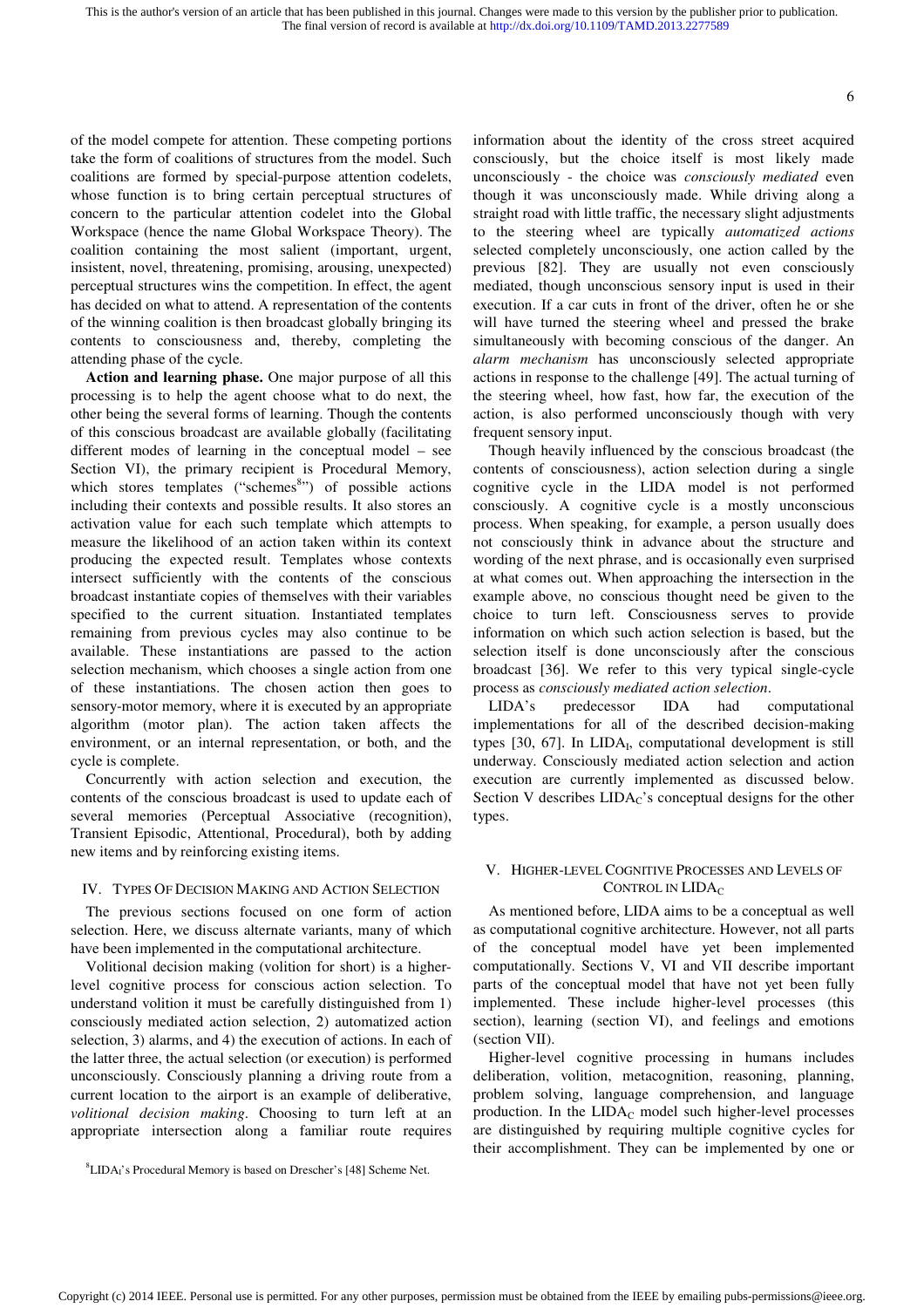of the model compete for attention. These competing portions take the form of coalitions of structures from the model. Such coalitions are formed by special-purpose attention codelets, whose function is to bring certain perceptual structures of concern to the particular attention codelet into the Global Workspace (hence the name Global Workspace Theory). The coalition containing the most salient (important, urgent, insistent, novel, threatening, promising, arousing, unexpected) perceptual structures wins the competition. In effect, the agent has decided on what to attend. A representation of the contents of the winning coalition is then broadcast globally bringing its contents to consciousness and, thereby, completing the attending phase of the cycle.

**Action and learning phase.** One major purpose of all this processing is to help the agent choose what to do next, the other being the several forms of learning. Though the contents of this conscious broadcast are available globally (facilitating different modes of learning in the conceptual model – see Section VI), the primary recipient is Procedural Memory, which stores templates ("schemes[8]") of possible actions including their contexts and possible results. It also stores an activation value for each such template which attempts to measure the likelihood of an action taken within its context producing the expected result. Templates whose contexts intersect sufficiently with the contents of the conscious broadcast instantiate copies of themselves with their variables specified to the current situation. Instantiated templates remaining from previous cycles may also continue to be available. These instantiations are passed to the action selection mechanism, which chooses a single action from one of these instantiations. The chosen action then goes to sensory-motor memory, where it is executed by an appropriate algorithm (motor plan). The action taken affects the environment, or an internal representation, or both, and the cycle is complete.

Concurrently with action selection and execution, the contents of the conscious broadcast is used to update each of several memories (Perceptual Associative (recognition), Transient Episodic, Attentional, Procedural), both by adding new items and by reinforcing existing items.

## IV. Types Of Decision Making and Action Selection

The previous sections focused on one form of action selection. Here, we discuss alternate variants, many of which have been implemented in the computational architecture.

Volitional decision making (volition for short) is a higher-level cognitive process for conscious action selection. To understand volition it must be carefully distinguished from 1) consciously mediated action selection, 2) automatized action selection, 3) alarms, and 4) the execution of actions. In each of the latter three, the actual selection (or execution) is performed unconsciously. Consciously planning a driving route from a current location to the airport is an example of deliberative, *volitional decision making*. Choosing to turn left at an appropriate intersection along a familiar route requires information about the identity of the cross street acquired consciously, but the choice itself is most likely made unconsciously - the choice was *consciously mediated* even though it was unconsciously made. While driving along a straight road with little traffic, the necessary slight adjustments to the steering wheel are typically *automatized actions* selected completely unconsciously, one action called by the previous [82]. They are usually not even consciously mediated, though unconscious sensory input is used in their execution. If a car cuts in front of the driver, often he or she will have turned the steering wheel and pressed the brake simultaneously with becoming conscious of the danger. An *alarm mechanism* has unconsciously selected appropriate actions in response to the challenge [49]. The actual turning of the steering wheel, how fast, how far, the execution of the action, is also performed unconsciously though with very frequent sensory input.

Though heavily influenced by the conscious broadcast (the contents of consciousness), action selection during a single cognitive cycle in the LIDA model is not performed consciously. A cognitive cycle is a mostly unconscious process. When speaking, for example, a person usually does not consciously think in advance about the structure and wording of the next phrase, and is occasionally even surprised at what comes out. When approaching the intersection in the example above, no conscious thought need be given to the choice to turn left. Consciousness serves to provide information on which such action selection is based, but the selection itself is done unconsciously after the conscious broadcast [36]. We refer to this very typical single-cycle process as *consciously mediated action selection*.

LIDA's predecessor IDA had computational implementations for all of the described decision-making types [30, 67]. In $\text{LIDA}_\text{I}$, computational development is still underway. Consciously mediated action selection and action execution are currently implemented as discussed below. Section V describes $\text{LIDA}_\text{C}$'s conceptual designs for the other types.

## V. Higher-level Cognitive Processes and Levels of Control in $\text{LIDA}_\text{C}$

As mentioned before, LIDA aims to be a conceptual as well as computational cognitive architecture. However, not all parts of the conceptual model have yet been implemented computationally. Sections V, VI and VII describe important parts of the conceptual model that have not yet been fully implemented. These include higher-level processes (this section), learning (section VI), and feelings and emotions (section VII).

Higher-level cognitive processing in humans includes deliberation, volition, metacognition, reasoning, planning, problem solving, language comprehension, and language production. In the $\text{LIDA}_\text{C}$ model such higher-level processes are distinguished by requiring multiple cognitive cycles for their accomplishment. They can be implemented by one or

[8] $\text{LIDA}_\text{I}$'s Procedural Memory is based on Drescher's [48] Scheme Net.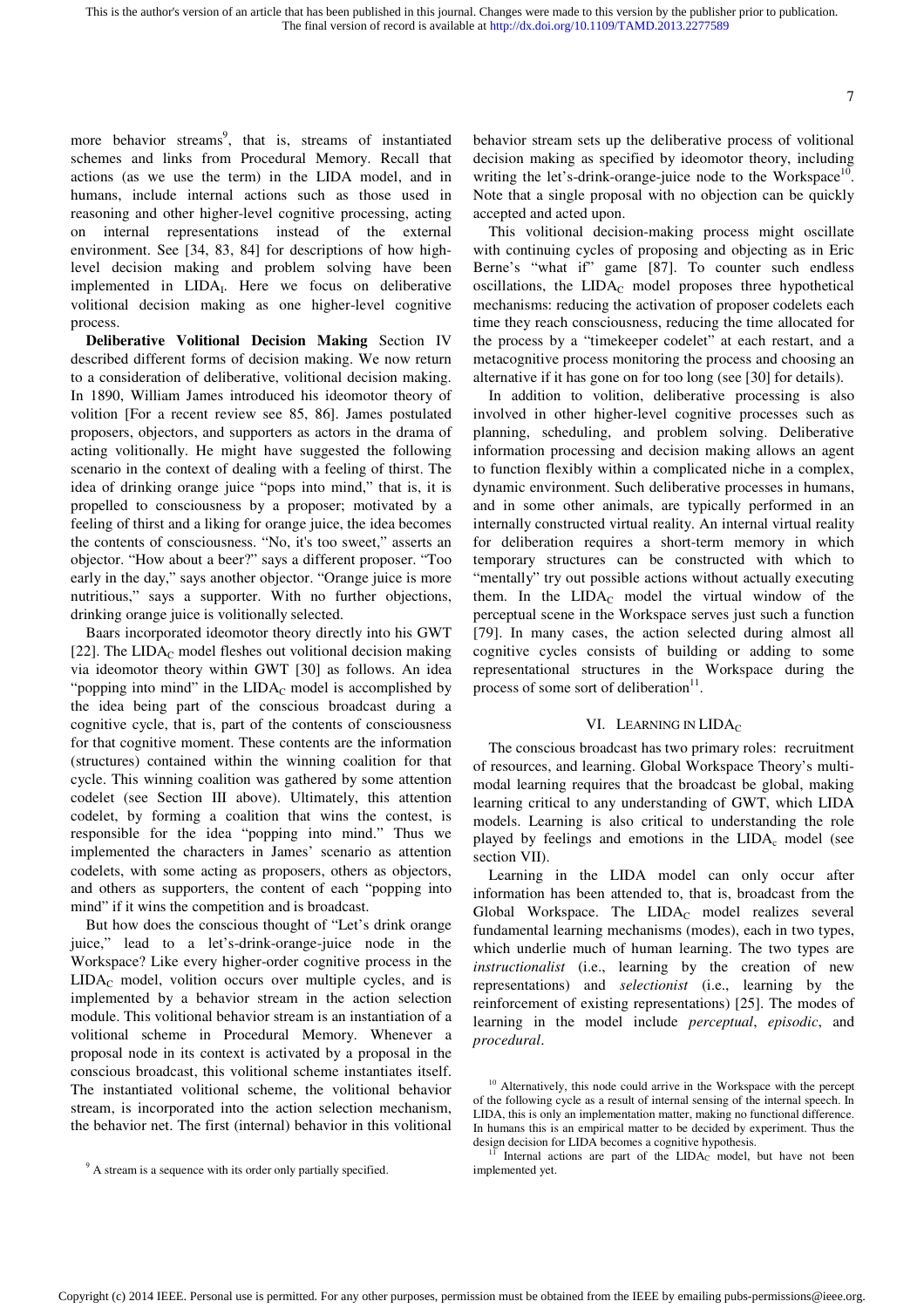more behavior streams[9], that is, streams of instantiated schemes and links from Procedural Memory. Recall that actions (as we use the term) in the LIDA model, and in humans, include internal actions such as those used in reasoning and other higher-level cognitive processing, acting on internal representations instead of the external environment. See [34, 83, 84] for descriptions of how high-level decision making and problem solving have been implemented in $LIDA_I$. Here we focus on deliberative volitional decision making as one higher-level cognitive process.

**Deliberative Volitional Decision Making** Section IV described different forms of decision making. We now return to a consideration of deliberative, volitional decision making. In 1890, William James introduced his ideomotor theory of volition [For a recent review see 85, 86]. James postulated proposers, objectors, and supporters as actors in the drama of acting volitionally. He might have suggested the following scenario in the context of dealing with a feeling of thirst. The idea of drinking orange juice "pops into mind," that is, it is propelled to consciousness by a proposer; motivated by a feeling of thirst and a liking for orange juice, the idea becomes the contents of consciousness. "No, it's too sweet," asserts an objector. "How about a beer?" says a different proposer. "Too early in the day," says another objector. "Orange juice is more nutritious," says a supporter. With no further objections, drinking orange juice is volitionally selected.

Baars incorporated ideomotor theory directly into his GWT [22]. The $LIDA_C$ model fleshes out volitional decision making via ideomotor theory within GWT [30] as follows. An idea "popping into mind" in the $LIDA_C$ model is accomplished by the idea being part of the conscious broadcast during a cognitive cycle, that is, part of the contents of consciousness for that cognitive moment. These contents are the information (structures) contained within the winning coalition for that cycle. This winning coalition was gathered by some attention codelet (see Section III above). Ultimately, this attention codelet, by forming a coalition that wins the contest, is responsible for the idea "popping into mind." Thus we implemented the characters in James' scenario as attention codelets, with some acting as proposers, others as objectors, and others as supporters, the content of each "popping into mind" if it wins the competition and is broadcast.

But how does the conscious thought of "Let's drink orange juice," lead to a let's-drink-orange-juice node in the Workspace? Like every higher-order cognitive process in the $LIDA_C$ model, volition occurs over multiple cycles, and is implemented by a behavior stream in the action selection module. This volitional behavior stream is an instantiation of a volitional scheme in Procedural Memory. Whenever a proposal node in its context is activated by a proposal in the conscious broadcast, this volitional scheme instantiates itself. The instantiated volitional scheme, the volitional behavior stream, is incorporated into the action selection mechanism, the behavior net. The first (internal) behavior in this volitional behavior stream sets up the deliberative process of volitional decision making as specified by ideomotor theory, including writing the let's-drink-orange-juice node to the Workspace[10]. Note that a single proposal with no objection can be quickly accepted and acted upon.

This volitional decision-making process might oscillate with continuing cycles of proposing and objecting as in Eric Berne's "what if" game [87]. To counter such endless oscillations, the $LIDA_C$ model proposes three hypothetical mechanisms: reducing the activation of proposer codelets each time they reach consciousness, reducing the time allocated for the process by a "timekeeper codelet" at each restart, and a metacognitive process monitoring the process and choosing an alternative if it has gone on for too long (see [30] for details).

In addition to volition, deliberative processing is also involved in other higher-level cognitive processes such as planning, scheduling, and problem solving. Deliberative information processing and decision making allows an agent to function flexibly within a complicated niche in a complex, dynamic environment. Such deliberative processes in humans, and in some other animals, are typically performed in an internally constructed virtual reality. An internal virtual reality for deliberation requires a short-term memory in which temporary structures can be constructed with which to "mentally" try out possible actions without actually executing them. In the $LIDA_C$ model the virtual window of the perceptual scene in the Workspace serves just such a function [79]. In many cases, the action selected during almost all cognitive cycles consists of building or adding to some representational structures in the Workspace during the process of some sort of deliberation[11].

## VI. Learning in $LIDA_C$

The conscious broadcast has two primary roles: recruitment of resources, and learning. Global Workspace Theory's multi-modal learning requires that the broadcast be global, making learning critical to any understanding of GWT, which LIDA models. Learning is also critical to understanding the role played by feelings and emotions in the $LIDA_c$ model (see section VII).

Learning in the LIDA model can only occur after information has been attended to, that is, broadcast from the Global Workspace. The $LIDA_C$ model realizes several fundamental learning mechanisms (modes), each in two types, which underlie much of human learning. The two types are *instructionalist* (i.e., learning by the creation of new representations) and *selectionist* (i.e., learning by the reinforcement of existing representations) [25]. The modes of learning in the model include *perceptual*, *episodic*, and *procedural*.

---

[9] A stream is a sequence with its order only partially specified.

[10] Alternatively, this node could arrive in the Workspace with the percept of the following cycle as a result of internal sensing of the internal speech. In LIDA, this is only an implementation matter, making no functional difference. In humans this is an empirical matter to be decided by experiment. Thus the design decision for LIDA becomes a cognitive hypothesis.

[11] Internal actions are part of the $LIDA_C$ model, but have not been implemented yet.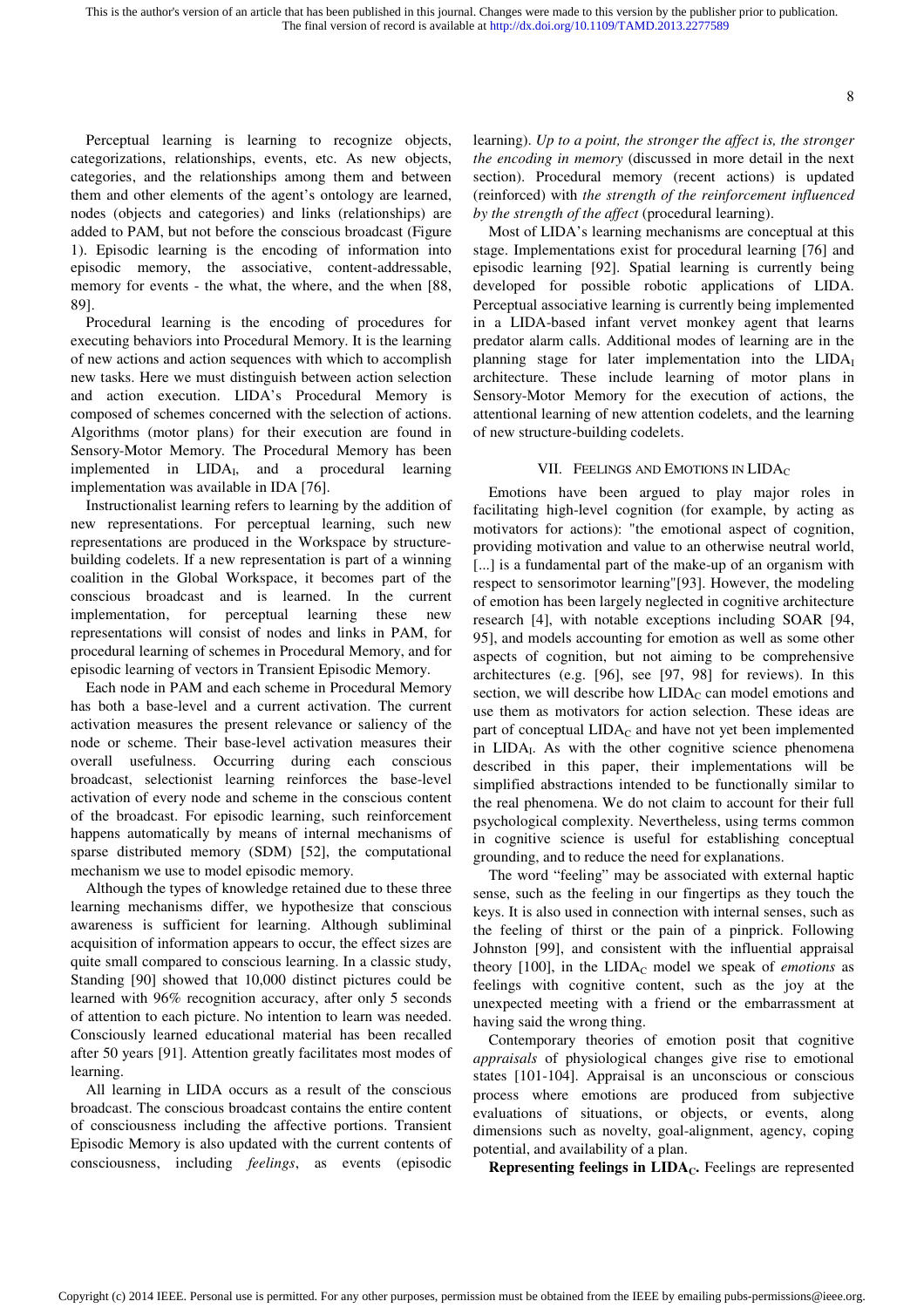Perceptual learning is learning to recognize objects, categorizations, relationships, events, etc. As new objects, categories, and the relationships among them and between them and other elements of the agent's ontology are learned, nodes (objects and categories) and links (relationships) are added to PAM, but not before the conscious broadcast (Figure 1). Episodic learning is the encoding of information into episodic memory, the associative, content-addressable, memory for events - the what, the where, and the when [88, 89].

Procedural learning is the encoding of procedures for executing behaviors into Procedural Memory. It is the learning of new actions and action sequences with which to accomplish new tasks. Here we must distinguish between action selection and action execution. LIDA's Procedural Memory is composed of schemes concerned with the selection of actions. Algorithms (motor plans) for their execution are found in Sensory-Motor Memory. The Procedural Memory has been implemented in $LIDA_I$, and a procedural learning implementation was available in IDA [76].

Instructionalist learning refers to learning by the addition of new representations. For perceptual learning, such new representations are produced in the Workspace by structure-building codelets. If a new representation is part of a winning coalition in the Global Workspace, it becomes part of the conscious broadcast and is learned. In the current implementation, for perceptual learning these new representations will consist of nodes and links in PAM, for procedural learning of schemes in Procedural Memory, and for episodic learning of vectors in Transient Episodic Memory.

Each node in PAM and each scheme in Procedural Memory has both a base-level and a current activation. The current activation measures the present relevance or saliency of the node or scheme. Their base-level activation measures their overall usefulness. Occurring during each conscious broadcast, selectionist learning reinforces the base-level activation of every node and scheme in the conscious content of the broadcast. For episodic learning, such reinforcement happens automatically by means of internal mechanisms of sparse distributed memory (SDM) [52], the computational mechanism we use to model episodic memory.

Although the types of knowledge retained due to these three learning mechanisms differ, we hypothesize that conscious awareness is sufficient for learning. Although subliminal acquisition of information appears to occur, the effect sizes are quite small compared to conscious learning. In a classic study, Standing [90] showed that 10,000 distinct pictures could be learned with 96% recognition accuracy, after only 5 seconds of attention to each picture. No intention to learn was needed. Consciously learned educational material has been recalled after 50 years [91]. Attention greatly facilitates most modes of learning.

All learning in LIDA occurs as a result of the conscious broadcast. The conscious broadcast contains the entire content of consciousness including the affective portions. Transient Episodic Memory is also updated with the current contents of consciousness, including *feelings*, as events (episodic learning). *Up to a point, the stronger the affect is, the stronger the encoding in memory* (discussed in more detail in the next section). Procedural memory (recent actions) is updated (reinforced) with *the strength of the reinforcement influenced by the strength of the affect* (procedural learning).

Most of LIDA's learning mechanisms are conceptual at this stage. Implementations exist for procedural learning [76] and episodic learning [92]. Spatial learning is currently being developed for possible robotic applications of LIDA. Perceptual associative learning is currently being implemented in a LIDA-based infant vervet monkey agent that learns predator alarm calls. Additional modes of learning are in the planning stage for later implementation into the $LIDA_I$ architecture. These include learning of motor plans in Sensory-Motor Memory for the execution of actions, the attentional learning of new attention codelets, and the learning of new structure-building codelets.

## VII. Feelings and Emotions in $LIDA_C$

Emotions have been argued to play major roles in facilitating high-level cognition (for example, by acting as motivators for actions): "the emotional aspect of cognition, providing motivation and value to an otherwise neutral world, [...] is a fundamental part of the make-up of an organism with respect to sensorimotor learning"[93]. However, the modeling of emotion has been largely neglected in cognitive architecture research [4], with notable exceptions including SOAR [94, 95], and models accounting for emotion as well as some other aspects of cognition, but not aiming to be comprehensive architectures (e.g. [96], see [97, 98] for reviews). In this section, we will describe how $LIDA_C$ can model emotions and use them as motivators for action selection. These ideas are part of conceptual $LIDA_C$ and have not yet been implemented in $LIDA_I$. As with the other cognitive science phenomena described in this paper, their implementations will be simplified abstractions intended to be functionally similar to the real phenomena. We do not claim to account for their full psychological complexity. Nevertheless, using terms common in cognitive science is useful for establishing conceptual grounding, and to reduce the need for explanations.

The word "feeling" may be associated with external haptic sense, such as the feeling in our fingertips as they touch the keys. It is also used in connection with internal senses, such as the feeling of thirst or the pain of a pinprick. Following Johnston [99], and consistent with the influential appraisal theory [100], in the $LIDA_C$ model we speak of *emotions* as feelings with cognitive content, such as the joy at the unexpected meeting with a friend or the embarrassment at having said the wrong thing.

Contemporary theories of emotion posit that cognitive *appraisals* of physiological changes give rise to emotional states [101-104]. Appraisal is an unconscious or conscious process where emotions are produced from subjective evaluations of situations, or objects, or events, along dimensions such as novelty, goal-alignment, agency, coping potential, and availability of a plan.

**Representing feelings in $LIDA_C$.** Feelings are represented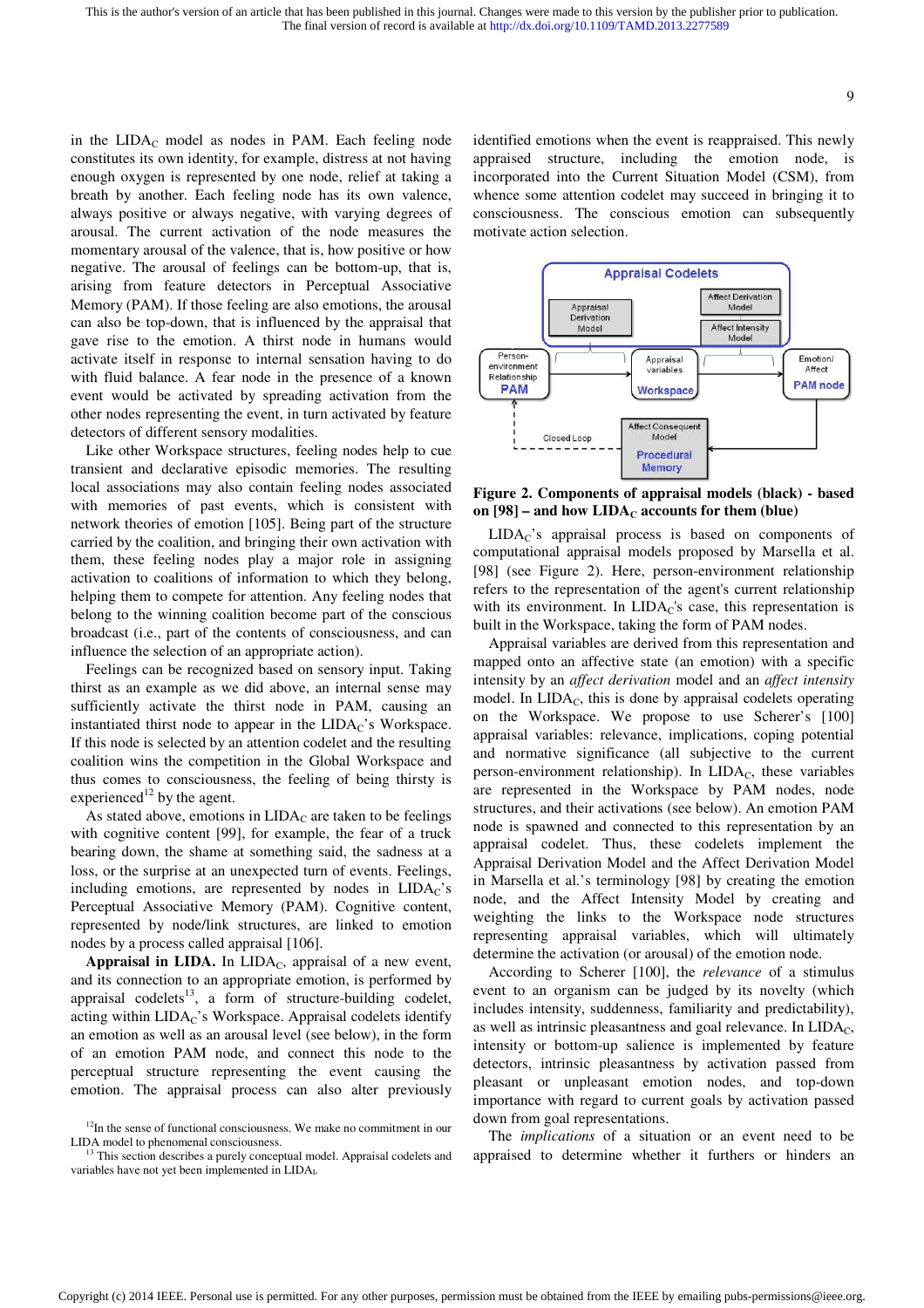in the $LIDA_C$ model as nodes in PAM. Each feeling node constitutes its own identity, for example, distress at not having enough oxygen is represented by one node, relief at taking a breath by another. Each feeling node has its own valence, always positive or always negative, with varying degrees of arousal. The current activation of the node measures the momentary arousal of the valence, that is, how positive or how negative. The arousal of feelings can be bottom-up, that is, arising from feature detectors in Perceptual Associative Memory (PAM). If those feeling are also emotions, the arousal can also be top-down, that is influenced by the appraisal that gave rise to the emotion. A thirst node in humans would activate itself in response to internal sensation having to do with fluid balance. A fear node in the presence of a known event would be activated by spreading activation from the other nodes representing the event, in turn activated by feature detectors of different sensory modalities.

Like other Workspace structures, feeling nodes help to cue transient and declarative episodic memories. The resulting local associations may also contain feeling nodes associated with memories of past events, which is consistent with network theories of emotion [105]. Being part of the structure carried by the coalition, and bringing their own activation with them, these feeling nodes play a major role in assigning activation to coalitions of information to which they belong, helping them to compete for attention. Any feeling nodes that belong to the winning coalition become part of the conscious broadcast (i.e., part of the contents of consciousness, and can influence the selection of an appropriate action).

Feelings can be recognized based on sensory input. Taking thirst as an example as we did above, an internal sense may sufficiently activate the thirst node in PAM, causing an instantiated thirst node to appear in the $LIDA_C$'s Workspace. If this node is selected by an attention codelet and the resulting coalition wins the competition in the Global Workspace and thus comes to consciousness, the feeling of being thirsty is experienced[12] by the agent.

As stated above, emotions in $LIDA_C$ are taken to be feelings with cognitive content [99], for example, the fear of a truck bearing down, the shame at something said, the sadness at a loss, or the surprise at an unexpected turn of events. Feelings, including emotions, are represented by nodes in $LIDA_C$'s Perceptual Associative Memory (PAM). Cognitive content, represented by node/link structures, are linked to emotion nodes by a process called appraisal [106].

**Appraisal in LIDA.** In $LIDA_C$, appraisal of a new event, and its connection to an appropriate emotion, is performed by appraisal codelets[13], a form of structure-building codelet, acting within $LIDA_C$'s Workspace. Appraisal codelets identify an emotion as well as an arousal level (see below), in the form of an emotion PAM node, and connect this node to the perceptual structure representing the event causing the emotion. The appraisal process can also alter previously identified emotions when the event is reappraised. This newly appraised structure, including the emotion node, is incorporated into the Current Situation Model (CSM), from whence some attention codelet may succeed in bringing it to consciousness. The conscious emotion can subsequently motivate action selection.

Appraisal Codelets
Appraisal Derivation Model
Affect Derivation Model
Affect Intensity Model
Person-environment Relationship
PAM
Appraisal variables
Workspace
Emotion/ Affect
PAM node
Closed Loop
Affect Consequent Model
Procedural Memory

**Figure 2. Components of appraisal models (black) - based on [98] – and how $LIDA_C$ accounts for them (blue)**

$LIDA_C$'s appraisal process is based on components of computational appraisal models proposed by Marsella et al. [98] (see Figure 2). Here, person-environment relationship refers to the representation of the agent's current relationship with its environment. In $LIDA_C$'s case, this representation is built in the Workspace, taking the form of PAM nodes.

Appraisal variables are derived from this representation and mapped onto an affective state (an emotion) with a specific intensity by an *affect derivation* model and an *affect intensity* model. In $LIDA_C$, this is done by appraisal codelets operating on the Workspace. We propose to use Scherer's [100] appraisal variables: relevance, implications, coping potential and normative significance (all subjective to the current person-environment relationship). In $LIDA_C$, these variables are represented in the Workspace by PAM nodes, node structures, and their activations (see below). An emotion PAM node is spawned and connected to this representation by an appraisal codelet. Thus, these codelets implement the Appraisal Derivation Model and the Affect Derivation Model in Marsella et al.'s terminology [98] by creating the emotion node, and the Affect Intensity Model by creating and weighting the links to the Workspace node structures representing appraisal variables, which will ultimately determine the activation (or arousal) of the emotion node.

According to Scherer [100], the *relevance* of a stimulus event to an organism can be judged by its novelty (which includes intensity, suddenness, familiarity and predictability), as well as intrinsic pleasantness and goal relevance. In $LIDA_C$, intensity or bottom-up salience is implemented by feature detectors, intrinsic pleasantness by activation passed from pleasant or unpleasant emotion nodes, and top-down importance with regard to current goals by activation passed down from goal representations.

The *implications* of a situation or an event need to be appraised to determine whether it furthers or hinders an

[12] In the sense of functional consciousness. We make no commitment in our LIDA model to phenomenal consciousness.

[13] This section describes a purely conceptual model. Appraisal codelets and variables have not yet been implemented in $LIDA_I$.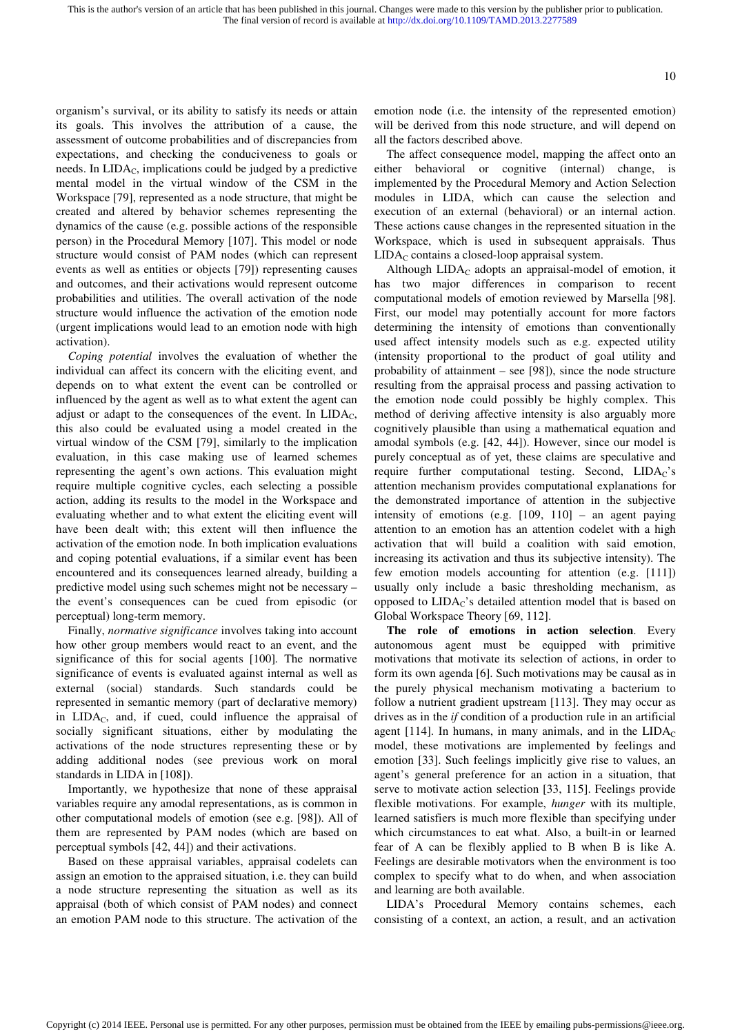organism's survival, or its ability to satisfy its needs or attain its goals. This involves the attribution of a cause, the assessment of outcome probabilities and of discrepancies from expectations, and checking the conduciveness to goals or needs. In $LIDA_C$, implications could be judged by a predictive mental model in the virtual window of the CSM in the Workspace [79], represented as a node structure, that might be created and altered by behavior schemes representing the dynamics of the cause (e.g. possible actions of the responsible person) in the Procedural Memory [107]. This model or node structure would consist of PAM nodes (which can represent events as well as entities or objects [79]) representing causes and outcomes, and their activations would represent outcome probabilities and utilities. The overall activation of the node structure would influence the activation of the emotion node (urgent implications would lead to an emotion node with high activation).

*Coping potential* involves the evaluation of whether the individual can affect its concern with the eliciting event, and depends on to what extent the event can be controlled or influenced by the agent as well as to what extent the agent can adjust or adapt to the consequences of the event. In $LIDA_C$, this also could be evaluated using a model created in the virtual window of the CSM [79], similarly to the implication evaluation, in this case making use of learned schemes representing the agent's own actions. This evaluation might require multiple cognitive cycles, each selecting a possible action, adding its results to the model in the Workspace and evaluating whether and to what extent the eliciting event will have been dealt with; this extent will then influence the activation of the emotion node. In both implication evaluations and coping potential evaluations, if a similar event has been encountered and its consequences learned already, building a predictive model using such schemes might not be necessary – the event's consequences can be cued from episodic (or perceptual) long-term memory.

Finally, *normative significance* involves taking into account how other group members would react to an event, and the significance of this for social agents [100]. The normative significance of events is evaluated against internal as well as external (social) standards. Such standards could be represented in semantic memory (part of declarative memory) in $LIDA_C$, and, if cued, could influence the appraisal of socially significant situations, either by modulating the activations of the node structures representing these or by adding additional nodes (see previous work on moral standards in LIDA in [108]).

Importantly, we hypothesize that none of these appraisal variables require any amodal representations, as is common in other computational models of emotion (see e.g. [98]). All of them are represented by PAM nodes (which are based on perceptual symbols [42, 44]) and their activations.

Based on these appraisal variables, appraisal codelets can assign an emotion to the appraised situation, i.e. they can build a node structure representing the situation as well as its appraisal (both of which consist of PAM nodes) and connect an emotion PAM node to this structure. The activation of the emotion node (i.e. the intensity of the represented emotion) will be derived from this node structure, and will depend on all the factors described above.

The affect consequence model, mapping the affect onto an either behavioral or cognitive (internal) change, is implemented by the Procedural Memory and Action Selection modules in LIDA, which can cause the selection and execution of an external (behavioral) or an internal action. These actions cause changes in the represented situation in the Workspace, which is used in subsequent appraisals. Thus $LIDA_C$ contains a closed-loop appraisal system.

Although $LIDA_C$ adopts an appraisal-model of emotion, it has two major differences in comparison to recent computational models of emotion reviewed by Marsella [98]. First, our model may potentially account for more factors determining the intensity of emotions than conventionally used affect intensity models such as e.g. expected utility (intensity proportional to the product of goal utility and probability of attainment – see [98]), since the node structure resulting from the appraisal process and passing activation to the emotion node could possibly be highly complex. This method of deriving affective intensity is also arguably more cognitively plausible than using a mathematical equation and amodal symbols (e.g. [42, 44]). However, since our model is purely conceptual as of yet, these claims are speculative and require further computational testing. Second, $LIDA_C$'s attention mechanism provides computational explanations for the demonstrated importance of attention in the subjective intensity of emotions (e.g. [109, 110] – an agent paying attention to an emotion has an attention codelet with a high activation that will build a coalition with said emotion, increasing its activation and thus its subjective intensity). The few emotion models accounting for attention (e.g. [111]) usually only include a basic thresholding mechanism, as opposed to $LIDA_C$'s detailed attention model that is based on Global Workspace Theory [69, 112].

**The role of emotions in action selection**. Every autonomous agent must be equipped with primitive motivations that motivate its selection of actions, in order to form its own agenda [6]. Such motivations may be causal as in the purely physical mechanism motivating a bacterium to follow a nutrient gradient upstream [113]. They may occur as drives as in the *if* condition of a production rule in an artificial agent [114]. In humans, in many animals, and in the $LIDA_C$ model, these motivations are implemented by feelings and emotion [33]. Such feelings implicitly give rise to values, an agent's general preference for an action in a situation, that serve to motivate action selection [33, 115]. Feelings provide flexible motivations. For example, *hunger* with its multiple, learned satisfiers is much more flexible than specifying under which circumstances to eat what. Also, a built-in or learned fear of A can be flexibly applied to B when B is like A. Feelings are desirable motivators when the environment is too complex to specify what to do when, and when association and learning are both available.

LIDA's Procedural Memory contains schemes, each consisting of a context, an action, a result, and an activation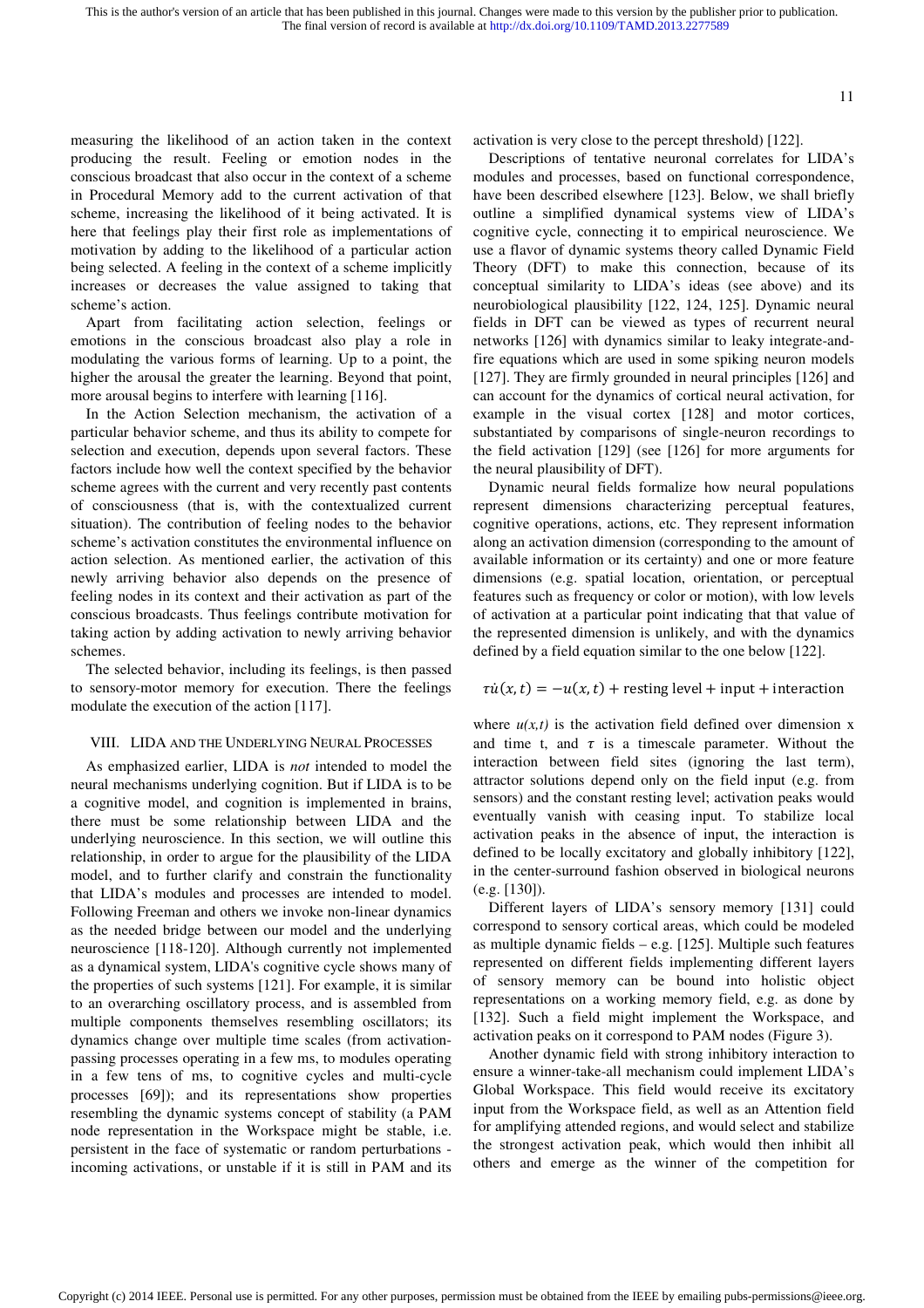measuring the likelihood of an action taken in the context producing the result. Feeling or emotion nodes in the conscious broadcast that also occur in the context of a scheme in Procedural Memory add to the current activation of that scheme, increasing the likelihood of it being activated. It is here that feelings play their first role as implementations of motivation by adding to the likelihood of a particular action being selected. A feeling in the context of a scheme implicitly increases or decreases the value assigned to taking that scheme's action.

Apart from facilitating action selection, feelings or emotions in the conscious broadcast also play a role in modulating the various forms of learning. Up to a point, the higher the arousal the greater the learning. Beyond that point, more arousal begins to interfere with learning [116].

In the Action Selection mechanism, the activation of a particular behavior scheme, and thus its ability to compete for selection and execution, depends upon several factors. These factors include how well the context specified by the behavior scheme agrees with the current and very recently past contents of consciousness (that is, with the contextualized current situation). The contribution of feeling nodes to the behavior scheme's activation constitutes the environmental influence on action selection. As mentioned earlier, the activation of this newly arriving behavior also depends on the presence of feeling nodes in its context and their activation as part of the conscious broadcasts. Thus feelings contribute motivation for taking action by adding activation to newly arriving behavior schemes.

The selected behavior, including its feelings, is then passed to sensory-motor memory for execution. There the feelings modulate the execution of the action [117].

## VIII. LIDA and the Underlying Neural Processes

As emphasized earlier, LIDA is *not* intended to model the neural mechanisms underlying cognition. But if LIDA is to be a cognitive model, and cognition is implemented in brains, there must be some relationship between LIDA and the underlying neuroscience. In this section, we will outline this relationship, in order to argue for the plausibility of the LIDA model, and to further clarify and constrain the functionality that LIDA's modules and processes are intended to model. Following Freeman and others we invoke non-linear dynamics as the needed bridge between our model and the underlying neuroscience [118-120]. Although currently not implemented as a dynamical system, LIDA's cognitive cycle shows many of the properties of such systems [121]. For example, it is similar to an overarching oscillatory process, and is assembled from multiple components themselves resembling oscillators; its dynamics change over multiple time scales (from activation-passing processes operating in a few ms, to modules operating in a few tens of ms, to cognitive cycles and multi-cycle processes [69]); and its representations show properties resembling the dynamic systems concept of stability (a PAM node representation in the Workspace might be stable, i.e. persistent in the face of systematic or random perturbations - incoming activations, or unstable if it is still in PAM and its activation is very close to the percept threshold) [122].

Descriptions of tentative neuronal correlates for LIDA's modules and processes, based on functional correspondence, have been described elsewhere [123]. Below, we shall briefly outline a simplified dynamical systems view of LIDA's cognitive cycle, connecting it to empirical neuroscience. We use a flavor of dynamic systems theory called Dynamic Field Theory (DFT) to make this connection, because of its conceptual similarity to LIDA's ideas (see above) and its neurobiological plausibility [122, 124, 125]. Dynamic neural fields in DFT can be viewed as types of recurrent neural networks [126] with dynamics similar to leaky integrate-and-fire equations which are used in some spiking neuron models [127]. They are firmly grounded in neural principles [126] and can account for the dynamics of cortical neural activation, for example in the visual cortex [128] and motor cortices, substantiated by comparisons of single-neuron recordings to the field activation [129] (see [126] for more arguments for the neural plausibility of DFT).

Dynamic neural fields formalize how neural populations represent dimensions characterizing perceptual features, cognitive operations, actions, etc. They represent information along an activation dimension (corresponding to the amount of available information or its certainty) and one or more feature dimensions (e.g. spatial location, orientation, or perceptual features such as frequency or color or motion), with low levels of activation at a particular point indicating that that value of the represented dimension is unlikely, and with the dynamics defined by a field equation similar to the one below [122].

$$\tau \dot{u}(x,t) = -u(x,t) + \text{resting level} + \text{input} + \text{interaction}$$

where $u(x,t)$ is the activation field defined over dimension x and time t, and $\tau$ is a timescale parameter. Without the interaction between field sites (ignoring the last term), attractor solutions depend only on the field input (e.g. from sensors) and the constant resting level; activation peaks would eventually vanish with ceasing input. To stabilize local activation peaks in the absence of input, the interaction is defined to be locally excitatory and globally inhibitory [122], in the center-surround fashion observed in biological neurons (e.g. [130]).

Different layers of LIDA's sensory memory [131] could correspond to sensory cortical areas, which could be modeled as multiple dynamic fields – e.g. [125]. Multiple such features represented on different fields implementing different layers of sensory memory can be bound into holistic object representations on a working memory field, e.g. as done by [132]. Such a field might implement the Workspace, and activation peaks on it correspond to PAM nodes (Figure 3).

Another dynamic field with strong inhibitory interaction to ensure a winner-take-all mechanism could implement LIDA's Global Workspace. This field would receive its excitatory input from the Workspace field, as well as an Attention field for amplifying attended regions, and would select and stabilize the strongest activation peak, which would then inhibit all others and emerge as the winner of the competition for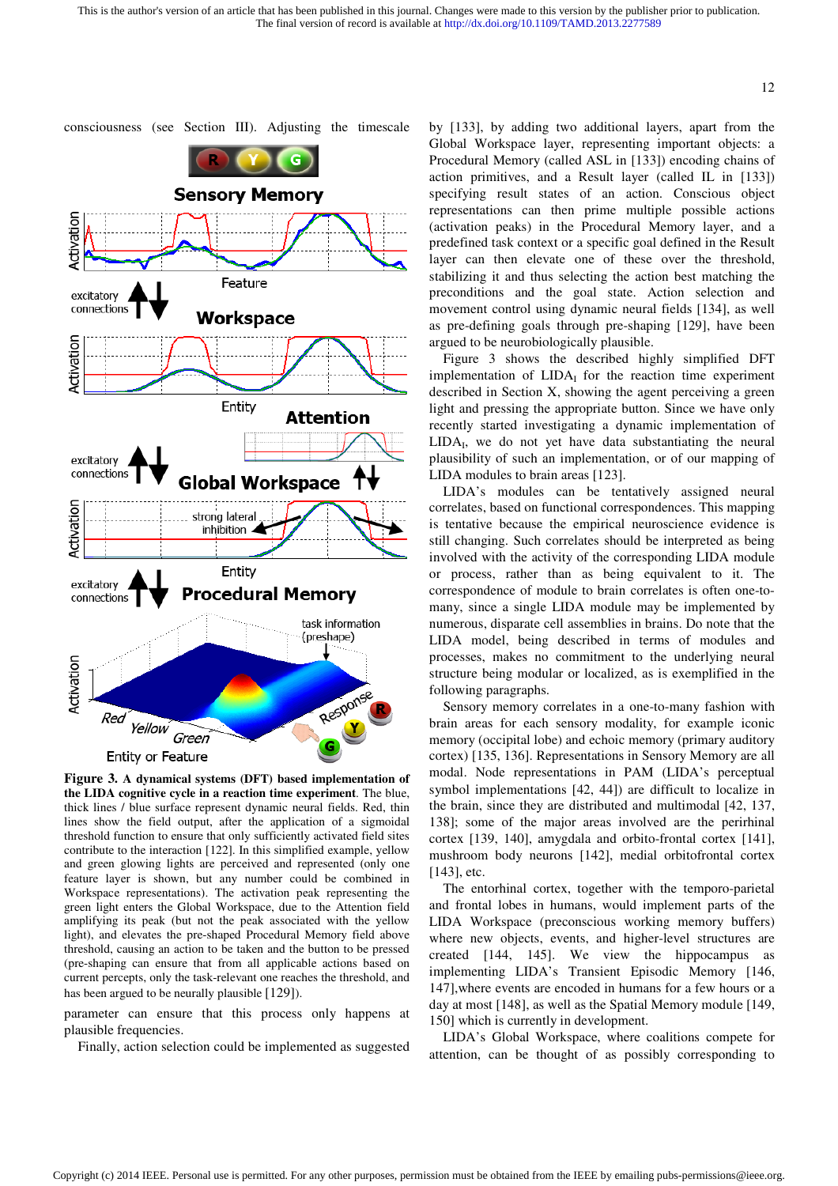consciousness (see Section III). Adjusting the timescale parameter can ensure that this process only happens at plausible frequencies.

**Figure 3. A dynamical systems (DFT) based implementation of the LIDA cognitive cycle in a reaction time experiment**. The blue, thick lines / blue surface represent dynamic neural fields. Red, thin lines show the field output, after the application of a sigmoidal threshold function to ensure that only sufficiently activated field sites contribute to the interaction [122]. In this simplified example, yellow and green glowing lights are perceived and represented (only one feature layer is shown, but any number could be combined in Workspace representations). The activation peak representing the green light enters the Global Workspace, due to the Attention field amplifying its peak (but not the peak associated with the yellow light), and elevates the pre-shaped Procedural Memory field above threshold, causing an action to be taken and the button to be pressed (pre-shaping can ensure that from all applicable actions based on current percepts, only the task-relevant one reaches the threshold, and has been argued to be neurally plausible [129]).

Finally, action selection could be implemented as suggested by [133], by adding two additional layers, apart from the Global Workspace layer, representing important objects: a Procedural Memory (called ASL in [133]) encoding chains of action primitives, and a Result layer (called IL in [133]) specifying result states of an action. Conscious object representations can then prime multiple possible actions (activation peaks) in the Procedural Memory layer, and a predefined task context or a specific goal defined in the Result layer can then elevate one of these over the threshold, stabilizing it and thus selecting the action best matching the preconditions and the goal state. Action selection and movement control using dynamic neural fields [134], as well as pre-defining goals through pre-shaping [129], have been argued to be neurobiologically plausible.

Figure 3 shows the described highly simplified DFT implementation of LIDA$_I$ for the reaction time experiment described in Section X, showing the agent perceiving a green light and pressing the appropriate button. Since we have only recently started investigating a dynamic implementation of LIDA$_I$, we do not yet have data substantiating the neural plausibility of such an implementation, or of our mapping of LIDA modules to brain areas [123].

LIDA's modules can be tentatively assigned neural correlates, based on functional correspondences. This mapping is tentative because the empirical neuroscience evidence is still changing. Such correlates should be interpreted as being involved with the activity of the corresponding LIDA module or process, rather than as being equivalent to it. The correspondence of module to brain correlates is often one-to-many, since a single LIDA module may be implemented by numerous, disparate cell assemblies in the brain. Do note that the LIDA model, being described in terms of modules and processes, makes no commitment to the underlying neural structure being modular or localized, as is exemplified in the following paragraphs.

Sensory memory correlates in a one-to-many fashion with brain areas for each sensory modality, for example iconic memory (occipital lobe) and echoic memory (primary auditory cortex) [135, 136]. Representations in Sensory Memory are all modal. Node representations in PAM (LIDA's perceptual symbol implementations [42, 44]) are difficult to localize in the brain, since they are distributed and multimodal [42, 137, 138]; some of the major areas involved are the perirhinal cortex [139, 140], amygdala and orbito-frontal cortex [141], mushroom body neurons [142], medial orbitofrontal cortex [143], etc.

The entorhinal cortex, together with the temporo-parietal and frontal lobes in humans, would implement parts of the LIDA Workspace (preconscious working memory buffers) where new objects, events, and higher-level structures are created [144, 145]. We view the hippocampus as implementing LIDA's Transient Episodic Memory [146, 147], where events are encoded in humans for a few hours or a day at most [148], as well as the Spatial Memory module [149, 150] which is currently in development.

LIDA's Global Workspace, where coalitions compete for attention, can be thought of as possibly corresponding to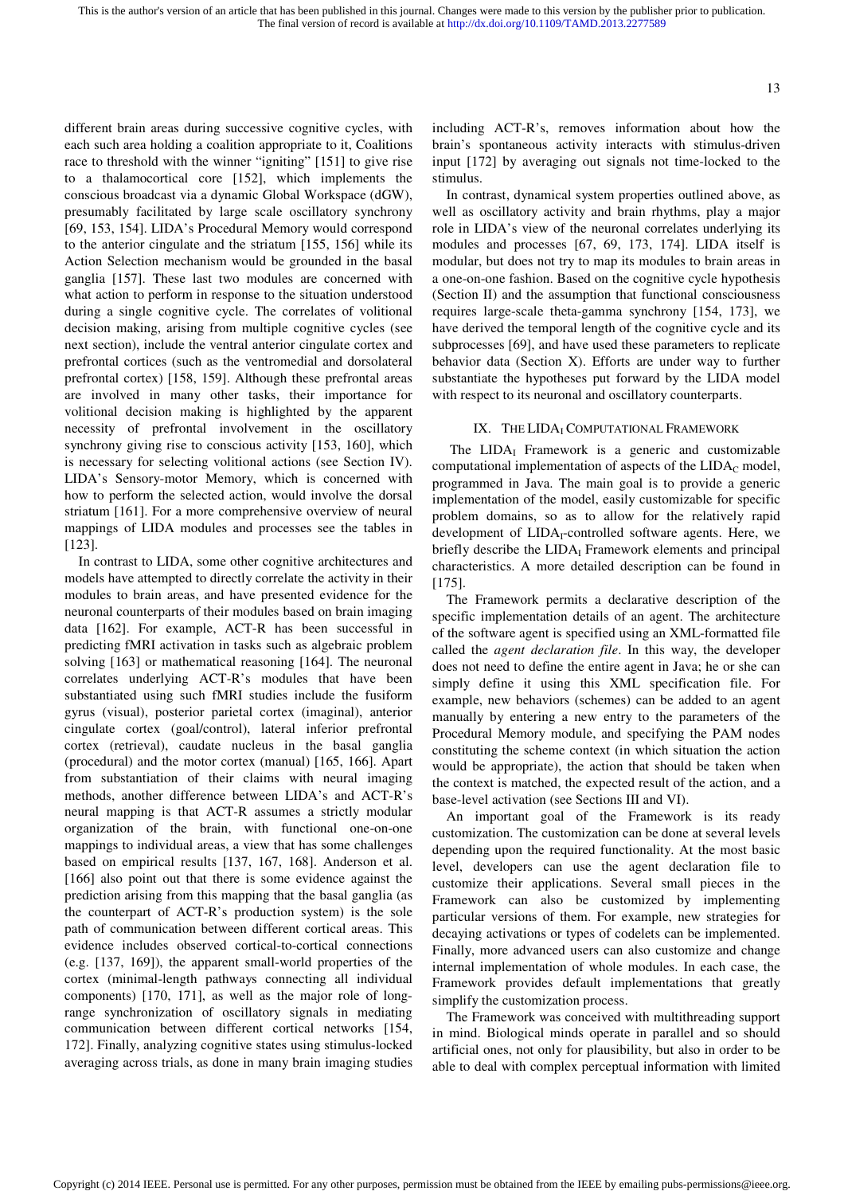different brain areas during successive cognitive cycles, with each such area holding a coalition appropriate to it, Coalitions race to threshold with the winner "igniting" [151] to give rise to a thalamocortical core [152], which implements the conscious broadcast via a dynamic Global Workspace (dGW), presumably facilitated by large scale oscillatory synchrony [69, 153, 154]. LIDA's Procedural Memory would correspond to the anterior cingulate and the striatum [155, 156] while its Action Selection mechanism would be grounded in the basal ganglia [157]. These last two modules are concerned with what action to perform in response to the situation understood during a single cognitive cycle. The correlates of volitional decision making, arising from multiple cognitive cycles (see next section), include the ventral anterior cingulate cortex and prefrontal cortices (such as the ventromedial and dorsolateral prefrontal cortex) [158, 159]. Although these prefrontal areas are involved in many other tasks, their importance for volitional decision making is highlighted by the apparent necessity of prefrontal involvement in the oscillatory synchrony giving rise to conscious activity [153, 160], which is necessary for selecting volitional actions (see Section IV). LIDA's Sensory-motor Memory, which is concerned with how to perform the selected action, would involve the dorsal striatum [161]. For a more comprehensive overview of neural mappings of LIDA modules and processes see the tables in [123].

In contrast to LIDA, some other cognitive architectures and models have attempted to directly correlate the activity in their modules to brain areas, and have presented evidence for the neuronal counterparts of their modules based on brain imaging data [162]. For example, ACT-R has been successful in predicting fMRI activation in tasks such as algebraic problem solving [163] or mathematical reasoning [164]. The neuronal correlates underlying ACT-R's modules that have been substantiated using such fMRI studies include the fusiform gyrus (visual), posterior parietal cortex (imaginal), anterior cingulate cortex (goal/control), lateral inferior prefrontal cortex (retrieval), caudate nucleus in the basal ganglia (procedural) and the motor cortex (manual) [165, 166]. Apart from substantiation of their claims with neural imaging methods, another difference between LIDA's and ACT-R's neural mapping is that ACT-R assumes a strictly modular organization of the brain, with functional one-on-one mappings to individual areas, a view that has some challenges based on empirical results [137, 167, 168]. Anderson et al. [166] also point out that there is some evidence against the prediction arising from this mapping that the basal ganglia (as the counterpart of ACT-R's production system) is the sole path of communication between different cortical areas. This evidence includes observed cortical-to-cortical connections (e.g. [137, 169]), the apparent small-world properties of the cortex (minimal-length pathways connecting all individual components) [170, 171], as well as the major role of long-range synchronization of oscillatory signals in mediating communication between different cortical networks [154, 172]. Finally, analyzing cognitive states using stimulus-locked averaging across trials, as done in many brain imaging studies including ACT-R's, removes information about how the brain's spontaneous activity interacts with stimulus-driven input [172] by averaging out signals not time-locked to the stimulus.

In contrast, dynamical system properties outlined above, as well as oscillatory activity and brain rhythms, play a major role in LIDA's view of the neuronal correlates underlying its modules and processes [67, 69, 173, 174]. LIDA itself is modular, but does not try to map its modules to brain areas in a one-on-one fashion. Based on the cognitive cycle hypothesis (Section II) and the assumption that functional consciousness requires large-scale theta-gamma synchrony [154, 173], we have derived the temporal length of the cognitive cycle and its subprocesses [69], and have used these parameters to replicate behavior data (Section X). Efforts are under way to further substantiate the hypotheses put forward by the LIDA model with respect to its neuronal and oscillatory counterparts.

## IX. The LIDA$_I$ Computational Framework

The LIDA$_I$ Framework is a generic and customizable computational implementation of aspects of the LIDA$_C$ model, programmed in Java. The main goal is to provide a generic implementation of the model, easily customizable for specific problem domains, so as to allow for the relatively rapid development of LIDA$_I$-controlled software agents. Here, we briefly describe the LIDA$_I$ Framework elements and principal characteristics. A more detailed description can be found in [175].

The Framework permits a declarative description of the specific implementation details of an agent. The architecture of the software agent is specified using an XML-formatted file called the *agent declaration file*. In this way, the developer does not need to define the entire agent in Java; he or she can simply define it using this XML specification file. For example, new behaviors (schemes) can be added to an agent manually by entering a new entry to the parameters of the Procedural Memory module, and specifying the PAM nodes constituting the scheme context (in which situation the action would be appropriate), the action that should be taken when the context is matched, the expected result of the action, and a base-level activation (see Sections III and VI).

An important goal of the Framework is its ready customization. The customization can be done at several levels depending upon the required functionality. At the most basic level, developers can use the agent declaration file to customize their applications. Several small pieces in the Framework can also be customized by implementing particular versions of them. For example, new strategies for decaying activations or types of codelets can be implemented. Finally, more advanced users can also customize and change internal implementation of whole modules. In each case, the Framework provides default implementations that greatly simplify the customization process.

The Framework was conceived with multithreading support in mind. Biological minds operate in parallel and so should artificial ones, not only for plausibility, but also in order to be able to deal with complex perceptual information with limited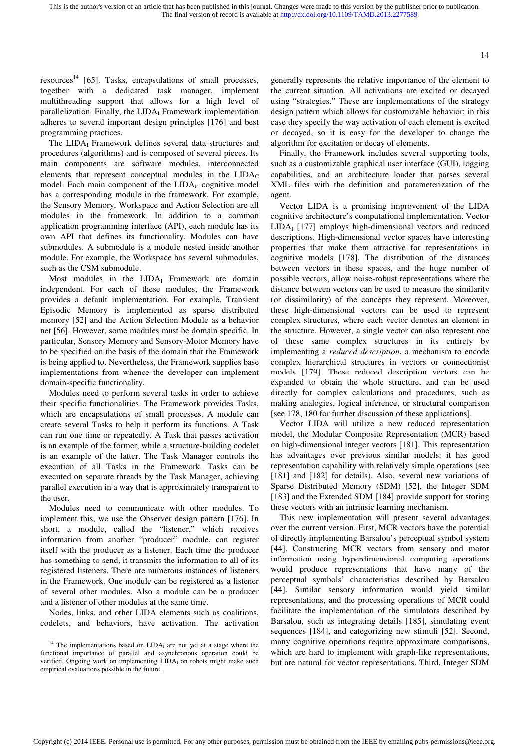resources[14] [65]. Tasks, encapsulations of small processes, together with a dedicated task manager, implement multithreading support that allows for a high level of parallelization. Finally, the $LIDA_I$ Framework implementation adheres to several important design principles [176] and best programming practices.

The $LIDA_I$ Framework defines several data structures and procedures (algorithms) and is composed of several pieces. Its main components are software modules, interconnected elements that represent conceptual modules in the $LIDA_C$ model. Each main component of the $LIDA_C$ cognitive model has a corresponding module in the framework. For example, the Sensory Memory, Workspace and Action Selection are all modules in the framework. In addition to a common application programming interface (API), each module has its own API that defines its functionality. Modules can have submodules. A submodule is a module nested inside another module. For example, the Workspace has several submodules, such as the CSM submodule.

Most modules in the $LIDA_I$ Framework are domain independent. For each of these modules, the Framework provides a default implementation. For example, Transient Episodic Memory is implemented as sparse distributed memory [52] and the Action Selection Module as a behavior net [56]. However, some modules must be domain specific. In particular, Sensory Memory and Sensory-Motor Memory have to be specified on the basis of the domain that the Framework is being applied to. Nevertheless, the Framework supplies base implementations from whence the developer can implement domain-specific functionality.

Modules need to perform several tasks in order to achieve their specific functionalities. The Framework provides Tasks, which are encapsulations of small processes. A module can create several Tasks to help it perform its functions. A Task can run one time or repeatedly. A Task that passes activation is an example of the former, while a structure-building codelet is an example of the latter. The Task Manager controls the execution of all Tasks in the Framework. Tasks can be executed on separate threads by the Task Manager, achieving parallel execution in a way that is approximately transparent to the user.

Modules need to communicate with other modules. To implement this, we use the Observer design pattern [176]. In short, a module, called the "listener," which receives information from another "producer" module, can register itself with the producer as a listener. Each time the producer has something to send, it transmits the information to all of its registered listeners. There are numerous instances of listeners in the Framework. One module can be registered as a listener of several other modules. Also a module can be a producer and a listener of other modules at the same time.

Nodes, links, and other LIDA elements such as coalitions, codelets, and behaviors, have activation. The activation generally represents the relative importance of the element to the current situation. All activations are excited or decayed using "strategies." These are implementations of the strategy design pattern which allows for customizable behavior; in this case they specify the way activation of each element is excited or decayed, so it is easy for the developer to change the algorithm for excitation or decay of elements.

Finally, the Framework includes several supporting tools, such as a customizable graphical user interface (GUI), logging capabilities, and an architecture loader that parses several XML files with the definition and parameterization of the agent.

Vector LIDA is a promising improvement of the LIDA cognitive architecture's computational implementation. Vector $LIDA_I$ [177] employs high-dimensional vectors and reduced descriptions. High-dimensional vector spaces have interesting properties that make them attractive for representations in cognitive models [178]. The distribution of the distances between vectors in these spaces, and the huge number of possible vectors, allow noise-robust representations where the distance between vectors can be used to measure the similarity (or dissimilarity) of the concepts they represent. Moreover, these high-dimensional vectors can be used to represent complex structures, where each vector denotes an element in the structure. However, a single vector can also represent one of these same complex structures in its entirety by implementing a *reduced description*, a mechanism to encode complex hierarchical structures in vectors or connectionist models [179]. These reduced description vectors can be expanded to obtain the whole structure, and can be used directly for complex calculations and procedures, such as making analogies, logical inference, or structural comparison [see 178, 180 for further discussion of these applications].

Vector LIDA will utilize a new reduced representation model, the Modular Composite Representation (MCR) based on high-dimensional integer vectors [181]. This representation has advantages over previous similar models: it has good representation capability with relatively simple operations (see [181] and [182] for details). Also, several new variations of Sparse Distributed Memory (SDM) [52], the Integer SDM [183] and the Extended SDM [184] provide support for storing these vectors with an intrinsic learning mechanism.

This new implementation will present several advantages over the current version. First, MCR vectors have the potential of directly implementing Barsalou's perceptual symbol system [44]. Constructing MCR vectors from sensory and motor information using hyperdimensional computing operations would produce representations that have many of the perceptual symbols' characteristics described by Barsalou [44]. Similar sensory information would yield similar representations, and the processing operations of MCR could facilitate the implementation of the simulators described by Barsalou, such as integrating details [185], simulating event sequences [184], and categorizing new stimuli [52]. Second, many cognitive operations require approximate comparisons, which are hard to implement with graph-like representations, but are natural for vector representations. Third, Integer SDM

[14] The implementations based on $LIDA_I$ are not yet at a stage where the functional importance of parallel and asynchronous operation could be verified. Ongoing work on implementing $LIDA_I$ on robots might make such empirical evaluations possible in the future.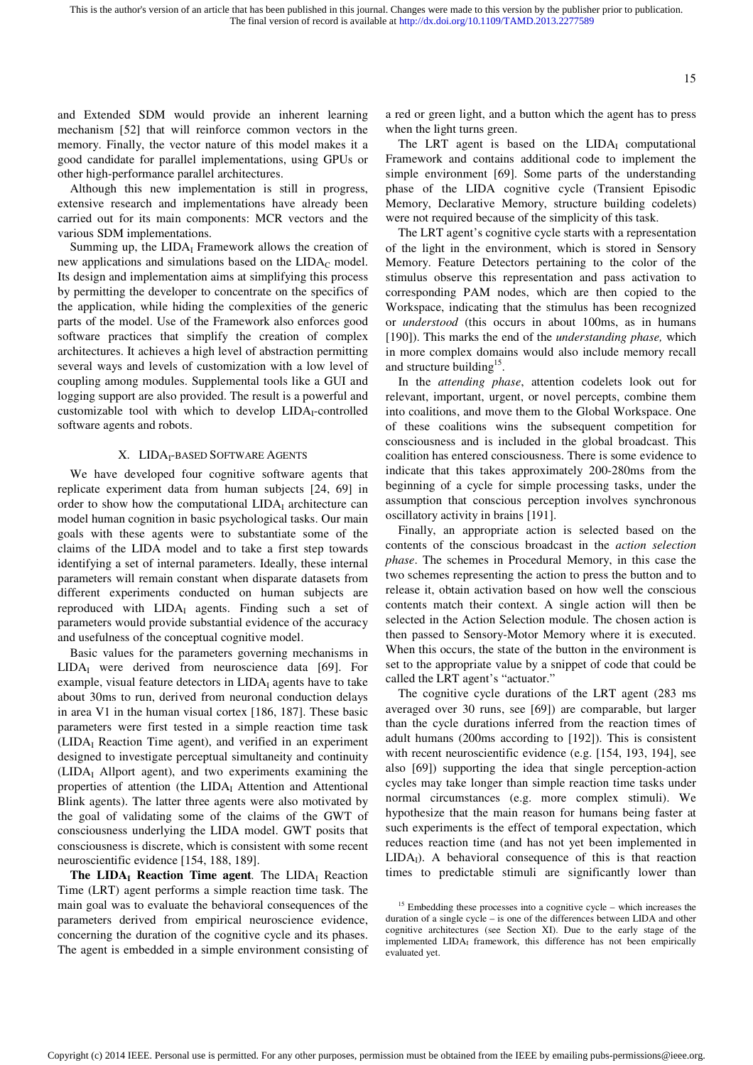and Extended SDM would provide an inherent learning mechanism [52] that will reinforce common vectors in the memory. Finally, the vector nature of this model makes it a good candidate for parallel implementations, using GPUs or other high-performance parallel architectures.

Although this new implementation is still in progress, extensive research and implementations have already been carried out for its main components: MCR vectors and the various SDM implementations.

Summing up, the $LIDA_I$ Framework allows the creation of new applications and simulations based on the $LIDA_C$ model. Its design and implementation aims at simplifying this process by permitting the developer to concentrate on the specifics of the application, while hiding the complexities of the generic parts of the model. Use of the Framework also enforces good software practices that simplify the creation of complex architectures. It achieves a high level of abstraction permitting several ways and levels of customization with a low level of coupling among modules. Supplemental tools like a GUI and logging support are also provided. The result is a powerful and customizable tool with which to develop $LIDA_I$-controlled software agents and robots.

## X. $LIDA_I$-BASED SOFTWARE AGENTS

We have developed four cognitive software agents that replicate experiment data from human subjects [24, 69] in order to show how the computational $LIDA_I$ architecture can model human cognition in basic psychological tasks. Our main goals with these agents were to substantiate some of the claims of the LIDA model and to take a first step towards identifying a set of internal parameters. Ideally, these internal parameters will remain constant when disparate datasets from different experiments conducted on human subjects are reproduced with $LIDA_I$ agents. Finding such a set of parameters would provide substantial evidence of the accuracy and usefulness of the conceptual cognitive model.

Basic values for the parameters governing mechanisms in $LIDA_I$ were derived from neuroscience data [69]. For example, visual feature detectors in $LIDA_I$ agents have to take about 30ms to run, derived from neuronal conduction delays in area V1 in the human visual cortex [186, 187]. These basic parameters were first tested in a simple reaction time task ($LIDA_I$ Reaction Time agent), and verified in an experiment designed to investigate perceptual simultaneity and continuity ($LIDA_I$ Allport agent), and two experiments examining the properties of attention (the $LIDA_I$ Attention and Attentional Blink agents). The latter three agents were also motivated by the goal of validating some of the claims of the GWT of consciousness underlying the LIDA model. GWT posits that consciousness is discrete, which is consistent with some recent neuroscientific evidence [154, 188, 189].

**The $LIDA_I$ Reaction Time agent**. The $LIDA_I$ Reaction Time (LRT) agent performs a simple reaction time task. The main goal was to evaluate the behavioral consequences of the parameters derived from empirical neuroscience evidence, concerning the duration of the cognitive cycle and its phases. The agent is embedded in a simple environment consisting of a red or green light, and a button which the agent has to press when the light turns green.

The LRT agent is based on the $LIDA_I$ computational Framework and contains additional code to implement the simple environment [69]. Some parts of the understanding phase of the LIDA cognitive cycle (Transient Episodic Memory, Declarative Memory, structure building codelets) were not required because of the simplicity of this task.

The LRT agent's cognitive cycle starts with a representation of the light in the environment, which is stored in Sensory Memory. Feature Detectors pertaining to the color of the stimulus observe this representation and pass activation to corresponding PAM nodes, which are then copied to the Workspace, indicating that the stimulus has been recognized or *understood* (this occurs in about 100ms, as in humans [190]). This marks the end of the *understanding phase,* which in more complex domains would also include memory recall and structure building[15].

In the *attending phase*, attention codelets look out for relevant, important, urgent, or novel percepts, combine them into coalitions, and move them to the Global Workspace. One of these coalitions wins the subsequent competition for consciousness and is included in the global broadcast. This coalition has entered consciousness. There is some evidence to indicate that this takes approximately 200-280ms from the beginning of a cycle for simple processing tasks, under the assumption that conscious perception involves synchronous oscillatory activity in brains [191].

Finally, an appropriate action is selected based on the contents of the conscious broadcast in the *action selection phase*. The schemes in Procedural Memory, in this case the two schemes representing the action to press the button and to release it, obtain activation based on how well the conscious contents match their context. A single action will then be selected in the Action Selection module. The chosen action is then passed to Sensory-Motor Memory where it is executed. When this occurs, the state of the button in the environment is set to the appropriate value by a snippet of code that could be called the LRT agent's "actuator."

The cognitive cycle durations of the LRT agent (283 ms averaged over 30 runs, see [69]) are comparable, but larger than the cycle durations inferred from the reaction times of adult humans (200ms according to [192]). This is consistent with recent neuroscientific evidence (e.g. [154, 193, 194], see also [69]) supporting the idea that single perception-action cycles may take longer than simple reaction time tasks under normal circumstances (e.g. more complex stimuli). We hypothesize that the main reason for humans being faster at such experiments is the effect of temporal expectation, which reduces reaction time (and has not yet been implemented in $LIDA_I$). A behavioral consequence of this is that reaction times to predictable stimuli are significantly lower than

[15] Embedding these processes into a cognitive cycle – which increases the duration of a single cycle – is one of the differences between LIDA and other cognitive architectures (see Section XI). Due to the early stage of the implemented $LIDA_I$ framework, this difference has not been empirically evaluated yet.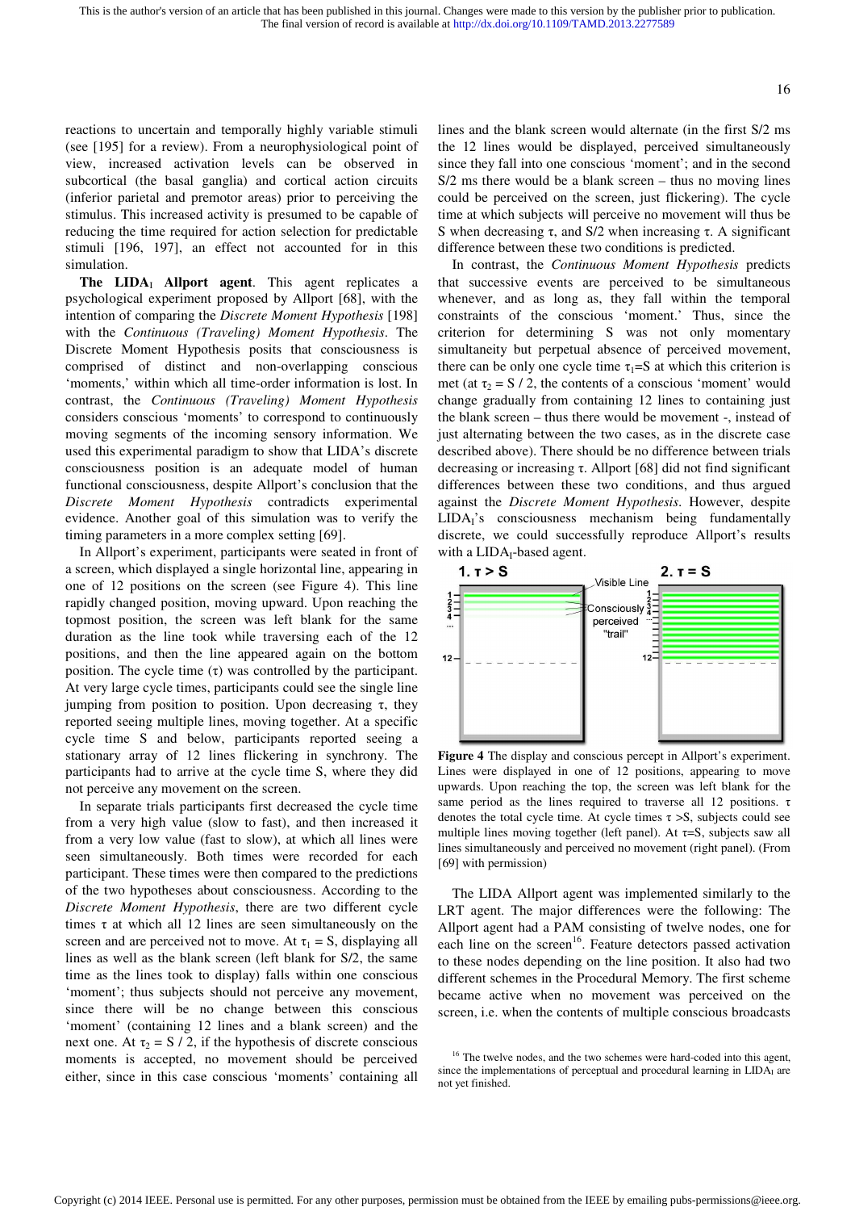reactions to uncertain and temporally highly variable stimuli (see [195] for a review). From a neurophysiological point of view, increased activation levels can be observed in subcortical (the basal ganglia) and cortical action circuits (inferior parietal and premotor areas) prior to perceiving the stimulus. This increased activity is presumed to be capable of reducing the time required for action selection for predictable stimuli [196, 197], an effect not accounted for in this simulation.

**The LIDA$_I$ Allport agent**. This agent replicates a psychological experiment proposed by Allport [68], with the intention of comparing the *Discrete Moment Hypothesis* [198] with the *Continuous (Traveling) Moment Hypothesis*. The Discrete Moment Hypothesis posits that consciousness is comprised of distinct and non-overlapping conscious 'moments,' within which all time-order information is lost. In contrast, the *Continuous (Traveling) Moment Hypothesis* considers conscious 'moments' to correspond to continuously moving segments of the incoming sensory information. We used this experimental paradigm to show that LIDA's discrete consciousness position is an adequate model of human functional consciousness, despite Allport's conclusion that the *Discrete Moment Hypothesis* contradicts experimental evidence. Another goal of this simulation was to verify the timing parameters in a more complex setting [69].

In Allport's experiment, participants were seated in front of a screen, which displayed a single horizontal line, appearing in one of 12 positions on the screen (see Figure 4). This line rapidly changed position, moving upward. Upon reaching the topmost position, the screen was left blank for the same duration as the line took while traversing each of the 12 positions, and then the line appeared again on the bottom position. The cycle time (τ) was controlled by the participant. At very large cycle times, participants could see the single line jumping from position to position. Upon decreasing τ, they reported seeing multiple lines, moving together. At a specific cycle time S and below, participants reported seeing a stationary array of 12 lines flickering in synchrony. The participants had to arrive at the cycle time S, where they did not perceive any movement on the screen.

In separate trials participants first decreased the cycle time from a very high value (slow to fast), and then increased it from a very low value (fast to slow), at which all lines were seen simultaneously. Both times were recorded for each participant. These times were then compared to the predictions of the two hypotheses about consciousness. According to the *Discrete Moment Hypothesis*, there are two different cycle times τ at which all 12 lines are seen simultaneously on the screen and are perceived not to move. At $\tau_1 = S$, displaying all lines as well as the blank screen (left blank for S/2, the same time as the lines took to display) falls within one conscious 'moment'; thus subjects should not perceive any movement, since there will be no change between this conscious 'moment' (containing 12 lines and a blank screen) and the next one. At $\tau_2 = S / 2$, if the hypothesis of discrete conscious moments is accepted, no movement should be perceived either, since in this case conscious 'moments' containing all lines and the blank screen would alternate (in the first S/2 ms the 12 lines would be displayed, perceived simultaneously since they fall into one conscious 'moment'; and in the second S/2 ms there would be a blank screen – thus no moving lines could be perceived on the screen, just flickering). The cycle time at which subjects will perceive no movement will thus be S when decreasing τ, and S/2 when increasing τ. A significant difference between these two conditions is predicted.

In contrast, the *Continuous Moment Hypothesis* predicts that successive events are perceived to be simultaneous whenever, and as long as, they fall within the temporal constraints of the conscious 'moment.' Thus, since the criterion for determining S was not only momentary simultaneity but perpetual absence of perceived movement, there can be only one cycle time $\tau_1$=S at which this criterion is met (at $\tau_2 = S / 2$, the contents of a conscious 'moment' would change gradually from containing 12 lines to containing just the blank screen – thus there would be movement -, instead of just alternating between the two cases, as in the discrete case described above). There should be no difference between trials decreasing or increasing τ. Allport [68] did not find significant differences between these two conditions, and thus argued against the *Discrete Moment Hypothesis*. However, despite LIDA$_I$'s consciousness mechanism being fundamentally discrete, we could successfully reproduce Allport's results with a LIDA$_I$-based agent.

**Figure 4** The display and conscious percept in Allport's experiment. Lines were displayed in one of 12 positions, appearing to move upwards. Upon reaching the top, the screen was left blank for the same period as the lines required to traverse all 12 positions. τ denotes the total cycle time. At cycle times τ >S, subjects could see multiple lines moving together (left panel). At τ=S, subjects saw all lines simultaneously and perceived no movement (right panel). (From [69] with permission)

The LIDA Allport agent was implemented similarly to the LRT agent. The major differences were the following: The Allport agent had a PAM consisting of twelve nodes, one for each line on the screen[16]. Feature detectors passed activation to these nodes depending on the line position. It also had two different schemes in the Procedural Memory. The first scheme became active when no movement was perceived on the screen, i.e. when the contents of multiple conscious broadcasts

[16] The twelve nodes, and the two schemes were hard-coded into this agent, since the implementations of perceptual and procedural learning in LIDA$_I$ are not yet finished.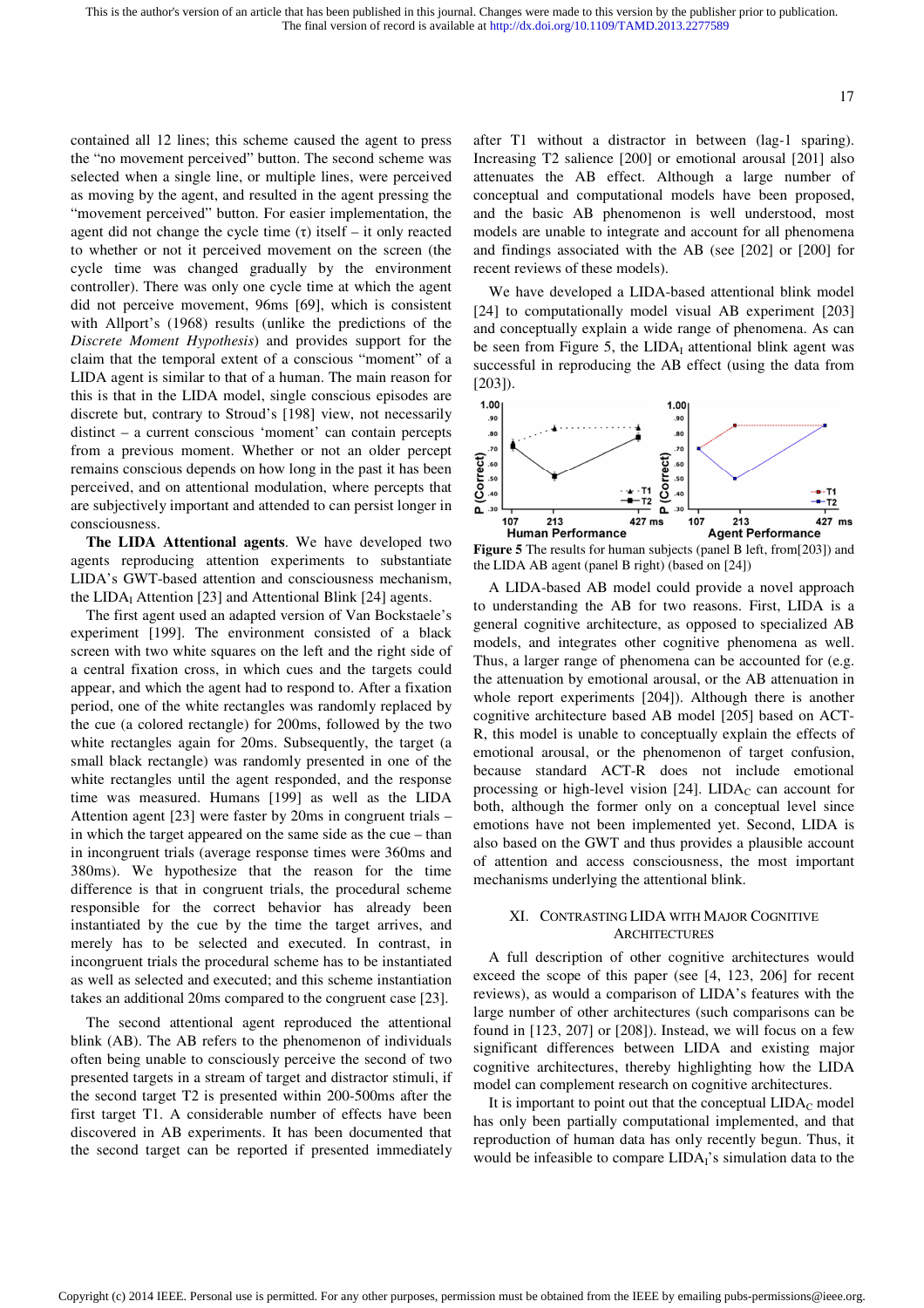contained all 12 lines; this scheme caused the agent to press the "no movement perceived" button. The second scheme was selected when a single line, or multiple lines, were perceived as moving by the agent, and resulted in the agent pressing the "movement perceived" button. For easier implementation, the agent did not change the cycle time (τ) itself – it only reacted to whether or not it perceived movement on the screen (the cycle time was changed gradually by the environment controller). There was only one cycle time at which the agent did not perceive movement, 96ms [69], which is consistent with Allport's (1968) results (unlike the predictions of the *Discrete Moment Hypothesis*) and provides support for the claim that the temporal extent of a conscious "moment" of a LIDA agent is similar to that of a human. The main reason for this is that in the LIDA model, single conscious episodes are discrete but, contrary to Stroud's [198] view, not necessarily distinct – a current conscious 'moment' can contain percepts from a previous moment. Whether or not an older percept remains conscious depends on how long in the past it has been perceived, and on attentional modulation, where percepts that are subjectively important and attended to can persist longer in consciousness.

**The LIDA Attentional agents**. We have developed two agents reproducing attention experiments to substantiate LIDA's GWT-based attention and consciousness mechanism, the $\text{LIDA}_\text{I}$ Attention [23] and Attentional Blink [24] agents.

The first agent used an adapted version of Van Bockstaele's experiment [199]. The environment consisted of a black screen with two white squares on the left and the right side of a central fixation cross, in which cues and the targets could appear, and which the agent had to respond to. After a fixation period, one of the white rectangles was randomly replaced by the cue (a colored rectangle) for 200ms, followed by the two white rectangles again for 20ms. Subsequently, the target (a small black rectangle) was randomly presented in one of the white rectangles until the agent responded, and the response time was measured. Humans [199] as well as the LIDA Attention agent [23] were faster by 20ms in congruent trials – in which the target appeared on the same side as the cue – than in incongruent trials (average response times were 360ms and 380ms). We hypothesize that the reason for the time difference is that in congruent trials, the procedural scheme responsible for the correct behavior has already been instantiated by the cue by the time the target arrives, and merely has to be selected and executed. In contrast, in incongruent trials the procedural scheme has to be instantiated as well as selected and executed; and this scheme instantiation takes an additional 20ms compared to the congruent case [23].

The second attentional agent reproduced the attentional blink (AB). The AB refers to the phenomenon of individuals often being unable to consciously perceive the second of two presented targets in a stream of target and distractor stimuli, if the second target T2 is presented within 200-500ms after the first target T1. A considerable number of effects have been discovered in AB experiments. It has been documented that the second target can be reported if presented immediately after T1 without a distractor in between (lag-1 sparing). Increasing T2 salience [200] or emotional arousal [201] also attenuates the AB effect. Although a large number of conceptual and computational models have been proposed, and the basic AB phenomenon is well understood, most models are unable to integrate and account for all phenomena and findings associated with the AB (see [202] or [200] for recent reviews of these models).

We have developed a LIDA-based attentional blink model [24] to computationally model visual AB experiment [203] and conceptually explain a wide range of phenomena. As can be seen from Figure 5, the $\text{LIDA}_\text{I}$ attentional blink agent was successful in reproducing the AB effect (using the data from [203]).

**Figure 5** The results for human subjects (panel B left, from[203]) and the LIDA AB agent (panel B right) (based on [24])

A LIDA-based AB model could provide a novel approach to understanding the AB for two reasons. First, LIDA is a general cognitive architecture, as opposed to specialized AB models, and integrates other cognitive phenomena as well. Thus, a larger range of phenomena can be accounted for (e.g. the attenuation by emotional arousal, or the AB attenuation in whole report experiments [204]). Although there is another cognitive architecture based AB model [205] based on ACT-R, this model is unable to conceptually explain the effects of emotional arousal, or the phenomenon of target confusion, because standard ACT-R does not include emotional processing or high-level vision [24]. $\text{LIDA}_\text{C}$ can account for both, although the former only on a conceptual level since emotions have not been implemented yet. Second, LIDA is also based on the GWT and thus provides a plausible account of attention and access consciousness, the most important mechanisms underlying the attentional blink.

## XI. Contrasting LIDA with Major Cognitive Architectures

A full description of other cognitive architectures would exceed the scope of this paper (see [4, 123, 206] for recent reviews), as would a comparison of LIDA's features with the large number of other architectures (such comparisons can be found in [123, 207] or [208]). Instead, we will focus on a few significant differences between LIDA and existing major cognitive architectures, thereby highlighting how the LIDA model can complement research on cognitive architectures.

It is important to point out that the conceptual $\text{LIDA}_\text{C}$ model has only been partially computational implemented, and that reproduction of human data has only recently begun. Thus, it would be infeasible to compare $\text{LIDA}_\text{I}$'s simulation data to the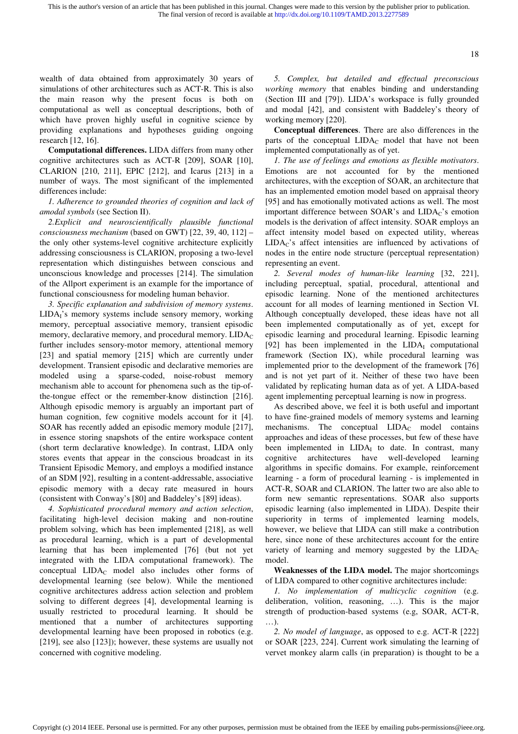wealth of data obtained from approximately 30 years of simulations of other architectures such as ACT-R. This is also the main reason why the present focus is both on computational as well as conceptual descriptions, both of which have proven highly useful in cognitive science by providing explanations and hypotheses guiding ongoing research [12, 16].

**Computational differences.** LIDA differs from many other cognitive architectures such as ACT-R [209], SOAR [10], CLARION [210, 211], EPIC [212], and Icarus [213] in a number of ways. The most significant of the implemented differences include:

*1. Adherence to grounded theories of cognition and lack of amodal symbols* (see Section II).

*2.Explicit and neuroscientifically plausible functional consciousness mechanism* (based on GWT) [22, 39, 40, 112] – the only other systems-level cognitive architecture explicitly addressing consciousness is CLARION, proposing a two-level representation which distinguishes between conscious and unconscious knowledge and processes [214]. The simulation of the Allport experiment is an example for the importance of functional consciousness for modeling human behavior.

*3. Specific explanation and subdivision of memory systems*. $LIDA_I$'s memory systems include sensory memory, working memory, perceptual associative memory, transient episodic memory, declarative memory, and procedural memory. $LIDA_C$ further includes sensory-motor memory, attentional memory [23] and spatial memory [215] which are currently under development. Transient episodic and declarative memories are modeled using a sparse-coded, noise-robust memory mechanism able to account for phenomena such as the tip-of-the-tongue effect or the remember-know distinction [216]. Although episodic memory is arguably an important part of human cognition, few cognitive models account for it [4]. SOAR has recently added an episodic memory module [217], in essence storing snapshots of the entire workspace content (short term declarative knowledge). In contrast, LIDA only stores events that appear in the conscious broadcast in its Transient Episodic Memory, and employs a modified instance of an SDM [92], resulting in a content-addressable, associative episodic memory with a decay rate measured in hours (consistent with Conway's [80] and Baddeley's [89] ideas).

*4. Sophisticated procedural memory and action selection*, facilitating high-level decision making and non-routine problem solving, which has been implemented [218], as well as procedural learning, which is a part of developmental learning that has been implemented [76] (but not yet integrated with the LIDA computational framework). The conceptual $LIDA_C$ model also includes other forms of developmental learning (see below). While the mentioned cognitive architectures address action selection and problem solving to different degrees [4], developmental learning is usually restricted to procedural learning. It should be mentioned that a number of architectures supporting developmental learning have been proposed in robotics (e.g. [219], see also [123]); however, these systems are usually not concerned with cognitive modeling.

*5. Complex, but detailed and effectual preconscious working memory* that enables binding and understanding (Section III and [79]). LIDA's workspace is fully grounded and modal [42], and consistent with Baddeley's theory of working memory [220].

**Conceptual differences**. There are also differences in the parts of the conceptual $LIDA_C$ model that have not been implemented computationally as of yet.

*1. The use of feelings and emotions as flexible motivators*. Emotions are not accounted for by the mentioned architectures, with the exception of SOAR, an architecture that has an implemented emotion model based on appraisal theory [95] and has emotionally motivated actions as well. The most important difference between SOAR's and $LIDA_C$'s emotion models is the derivation of affect intensity. SOAR employs an affect intensity model based on expected utility, whereas $LIDA_C$'s affect intensities are influenced by activations of nodes in the entire node structure (perceptual representation) representing an event.

*2. Several modes of human-like learning* [32, 221], including perceptual, spatial, procedural, attentional and episodic learning. None of the mentioned architectures account for all modes of learning mentioned in Section VI. Although conceptually developed, these ideas have not all been implemented computationally as of yet, except for episodic learning and procedural learning. Episodic learning [92] has been implemented in the $LIDA_I$ computational framework (Section IX), while procedural learning was implemented prior to the development of the framework [76] and is not yet part of it. Neither of these two have been validated by replicating human data as of yet. A LIDA-based agent implementing perceptual learning is now in progress.

As described above, we feel it is both useful and important to have fine-grained models of memory systems and learning mechanisms. The conceptual $LIDA_C$ model contains approaches and ideas of these processes, but few of these have been implemented in $LIDA_I$ to date. In contrast, many cognitive architectures have well-developed learning algorithms in specific domains. For example, reinforcement learning - a form of procedural learning - is implemented in ACT-R, SOAR and CLARION. The latter two are also able to form new semantic representations. SOAR also supports episodic learning (also implemented in LIDA). Despite their superiority in terms of implemented learning models, however, we believe that LIDA can still make a contribution here, since none of these architectures account for the entire variety of learning and memory suggested by the $LIDA_C$ model.

**Weaknesses of the LIDA model.** The major shortcomings of LIDA compared to other cognitive architectures include:

*1. No implementation of multicyclic cognition* (e.g. deliberation, volition, reasoning, …). This is the major strength of production-based systems (e.g, SOAR, ACT-R, …).

*2. No model of language*, as opposed to e.g. ACT-R [222] or SOAR [223, 224]. Current work simulating the learning of vervet monkey alarm calls (in preparation) is thought to be a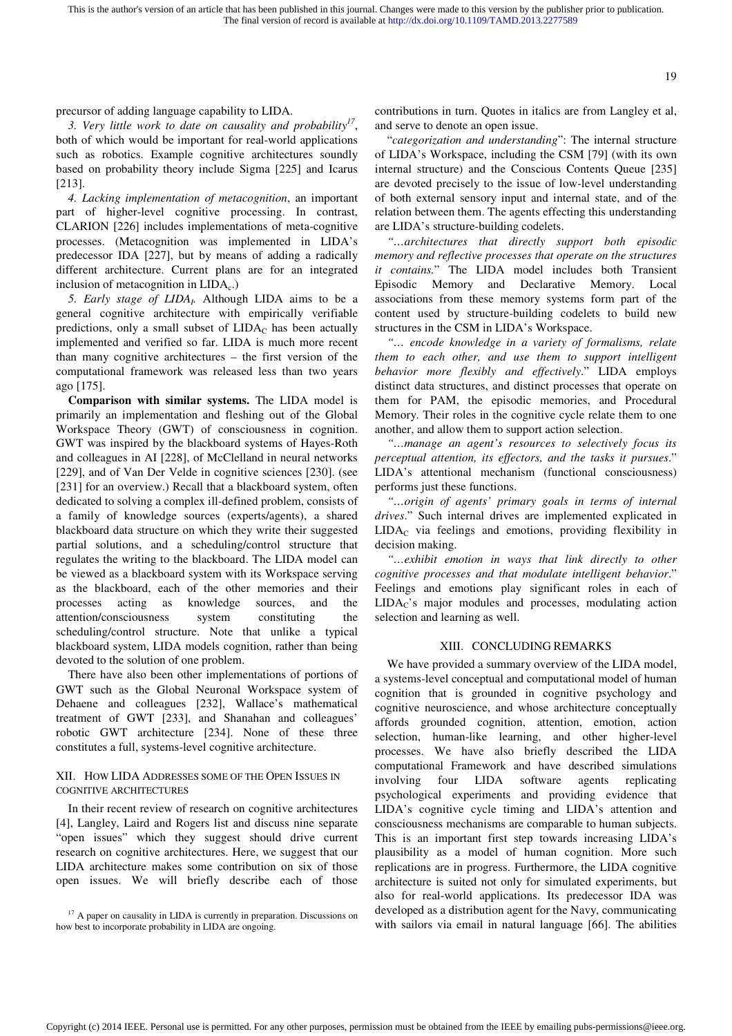precursor of adding language capability to LIDA.

*3. Very little work to date on causality and probability*[17], both of which would be important for real-world applications such as robotics. Example cognitive architectures soundly based on probability theory include Sigma [225] and Icarus [213].

*4. Lacking implementation of metacognition*, an important part of higher-level cognitive processing. In contrast, CLARION [226] includes implementations of meta-cognitive processes. (Metacognition was implemented in LIDA's predecessor IDA [227], but by means of adding a radically different architecture. Current plans are for an integrated inclusion of metacognition in $LIDA_c$.)

*5. Early stage of* $LIDA_I$. Although LIDA aims to be a general cognitive architecture with empirically verifiable predictions, only a small subset of $LIDA_C$ has been actually implemented and verified so far. LIDA is much more recent than many cognitive architectures – the first version of the computational framework was released less than two years ago [175].

**Comparison with similar systems.** The LIDA model is primarily an implementation and fleshing out of the Global Workspace Theory (GWT) of consciousness in cognition. GWT was inspired by the blackboard systems of Hayes-Roth and colleagues in AI [228], of McClelland in neural networks [229], and of Van Der Velde in cognitive sciences [230]. (see [231] for an overview.) Recall that a blackboard system, often dedicated to solving a complex ill-defined problem, consists of a family of knowledge sources (experts/agents), a shared blackboard data structure on which they write their suggested partial solutions, and a scheduling/control structure that regulates the writing to the blackboard. The LIDA model can be viewed as a blackboard system with its Workspace serving as the blackboard, each of the other memories and their processes acting as knowledge sources, and the attention/consciousness system constituting the scheduling/control structure. Note that unlike a typical blackboard system, LIDA models cognition, rather than being devoted to the solution of one problem.

There have also been other implementations of portions of GWT such as the Global Neuronal Workspace system of Dehaene and colleagues [232], Wallace's mathematical treatment of GWT [233], and Shanahan and colleagues' robotic GWT architecture [234]. None of these three constitutes a full, systems-level cognitive architecture.

## XII. How LIDA Addresses some of the Open Issues in cognitive architectures

In their recent review of research on cognitive architectures [4], Langley, Laird and Rogers list and discuss nine separate "open issues" which they suggest should drive current research on cognitive architectures. Here, we suggest that our LIDA architecture makes some contribution on six of those open issues. We will briefly describe each of those contributions in turn. Quotes in italics are from Langley et al, and serve to denote an open issue.

"*categorization and understanding*": The internal structure of LIDA's Workspace, including the CSM [79] (with its own internal structure) and the Conscious Contents Queue [235] are devoted precisely to the issue of low-level understanding of both external sensory input and internal state, and of the relation between them. The agents effecting this understanding are LIDA's structure-building codelets.

"*…architectures that directly support both episodic memory and reflective processes that operate on the structures it contains.*" The LIDA model includes both Transient Episodic Memory and Declarative Memory. Local associations from these memory systems form part of the content used by structure-building codelets to build new structures in the CSM in LIDA's Workspace.

"*… encode knowledge in a variety of formalisms, relate them to each other, and use them to support intelligent behavior more flexibly and effectively.*" LIDA employs distinct data structures, and distinct processes that operate on them for PAM, the episodic memories, and Procedural Memory. Their roles in the cognitive cycle relate them to one another, and allow them to support action selection.

"*…manage an agent's resources to selectively focus its perceptual attention, its effectors, and the tasks it pursues.*" LIDA's attentional mechanism (functional consciousness) performs just these functions.

"*…origin of agents' primary goals in terms of internal drives.*" Such internal drives are implemented explicated in $LIDA_C$ via feelings and emotions, providing flexibility in decision making.

"*…exhibit emotion in ways that link directly to other cognitive processes and that modulate intelligent behavior.*" Feelings and emotions play significant roles in each of $LIDA_C$'s major modules and processes, modulating action selection and learning as well.

## XIII. Concluding Remarks

We have provided a summary overview of the LIDA model, a systems-level conceptual and computational model of human cognition that is grounded in cognitive psychology and cognitive neuroscience, and whose architecture conceptually affords grounded cognition, attention, emotion, action selection, human-like learning, and other higher-level processes. We have also briefly described the LIDA computational Framework and have described simulations involving four LIDA software agents replicating psychological experiments and providing evidence that LIDA's cognitive cycle timing and LIDA's attention and consciousness mechanisms are comparable to human subjects. This is an important first step towards increasing LIDA's plausibility as a model of human cognition. More such replications are in progress. Furthermore, the LIDA cognitive architecture is suited not only for simulated experiments, but also for real-world applications. Its predecessor IDA was developed as a distribution agent for the Navy, communicating with sailors via email in natural language [66]. The abilities

[17] A paper on causality in LIDA is currently in preparation. Discussions on how best to incorporate probability in LIDA are ongoing.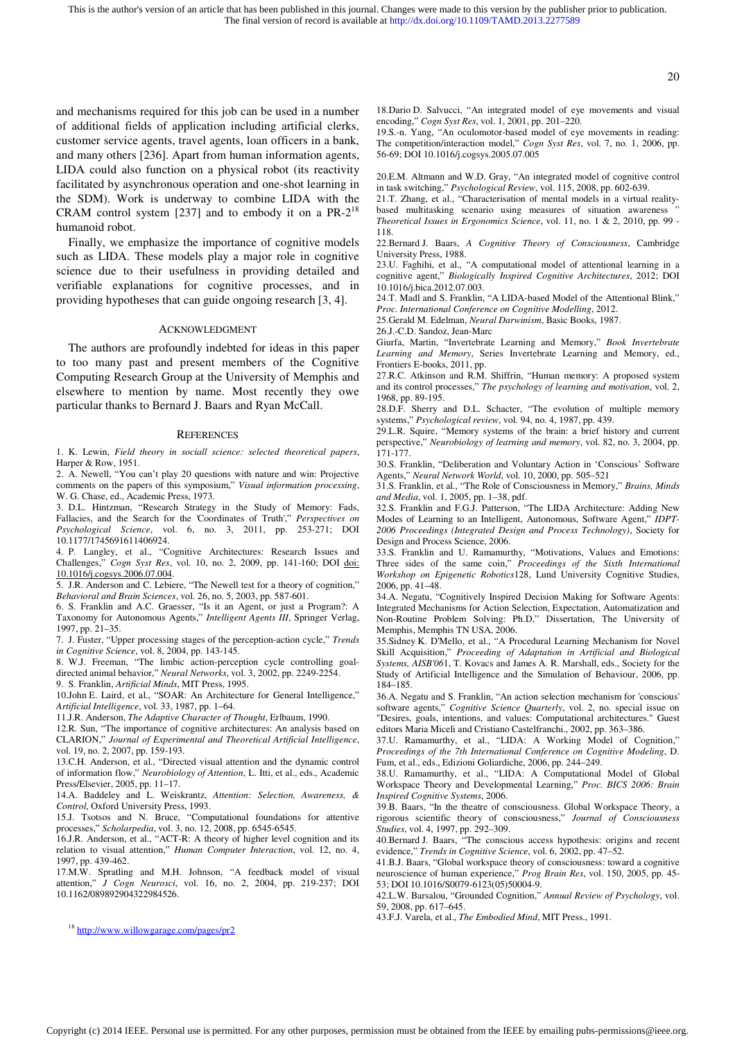and mechanisms required for this job can be used in a number of additional fields of application including artificial clerks, customer service agents, travel agents, loan officers in a bank, and many others [236]. Apart from human information agents, LIDA could also function on a physical robot (its reactivity facilitated by asynchronous operation and one-shot learning in the SDM). Work is underway to combine LIDA with the CRAM control system [237] and to embody it on a PR-2[18] humanoid robot.

Finally, we emphasize the importance of cognitive models such as LIDA. These models play a major role in cognitive science due to their usefulness in providing detailed and verifiable explanations for cognitive processes, and in providing hypotheses that can guide ongoing research [3, 4].

## Acknowledgment

The authors are profoundly indebted for ideas in this paper to too many past and present members of the Cognitive Computing Research Group at the University of Memphis and elsewhere to mention by name. Most recently they owe particular thanks to Bernard J. Baars and Ryan McCall.

## References

1. K. Lewin, *Field theory in sociall science: selected theoretical papers*, Harper & Row, 1951.
2. A. Newell, "You can't play 20 questions with nature and win: Projective comments on the papers of this symposium," *Visual information processing*, W. G. Chase, ed., Academic Press, 1973.
3. D.L. Hintzman, "Research Strategy in the Study of Memory: Fads, Fallacies, and the Search for the 'Coordinates of Truth'," *Perspectives on Psychological Science*, vol. 6, no. 3, 2011, pp. 253-271; DOI 10.1177/1745691611406924.
4. P. Langley, et al., "Cognitive Architectures: Research Issues and Challenges," *Cogn Syst Res*, vol. 10, no. 2, 2009, pp. 141-160; DOI doi: 10.1016/j.cogsys.2006.07.004.
5. J.R. Anderson and C. Lebiere, "The Newell test for a theory of cognition," *Behavioral and Brain Sciences*, vol. 26, no. 5, 2003, pp. 587-601.
6. S. Franklin and A.C. Graesser, "Is it an Agent, or just a Program?: A Taxonomy for Autonomous Agents," *Intelligent Agents III*, Springer Verlag, 1997, pp. 21–35.
7. J. Fuster, "Upper processing stages of the perception-action cycle," *Trends in Cognitive Science*, vol. 8, 2004, pp. 143-145.
8. W.J. Freeman, "The limbic action-perception cycle controlling goal-directed animal behavior," *Neural Networks*, vol. 3, 2002, pp. 2249-2254.
9. S. Franklin, *Artificial Minds*, MIT Press, 1995.
10. John E. Laird, et al., "SOAR: An Architecture for General Intelligence," *Artificial Intelligence*, vol. 33, 1987, pp. 1–64.
11. J.R. Anderson, *The Adaptive Character of Thought*, Erlbaum, 1990.
12. R. Sun, "The importance of cognitive architectures: An analysis based on CLARION," *Journal of Experimental and Theoretical Artificial Intelligence*, vol. 19, no. 2, 2007, pp. 159-193.
13. C.H. Anderson, et al., "Directed visual attention and the dynamic control of information flow," *Neurobiology of Attention*, L. Itti, et al., eds., Academic Press/Elsevier, 2005, pp. 11–17.
14. A. Baddeley and L. Weiskrantz, *Attention: Selection, Awareness, & Control*, Oxford University Press, 1993.
15. J. Tsotsos and N. Bruce, "Computational foundations for attentive processes," *Scholarpedia*, vol. 3, no. 12, 2008, pp. 6545-6545.
16. J.R. Anderson, et al., "ACT-R: A theory of higher level cognition and its relation to visual attention," *Human Computer Interaction*, vol. 12, no. 4, 1997, pp. 439-462.
17. M.W. Spratling and M.H. Johnson, "A feedback model of visual attention," *J Cogn Neurosci*, vol. 16, no. 2, 2004, pp. 219-237; DOI 10.1162/089892904322984526.
18. Dario D. Salvucci, "An integrated model of eye movements and visual encoding," *Cogn Syst Res*, vol. 1, 2001, pp. 201–220.
19. S.-n. Yang, "An oculomotor-based model of eye movements in reading: The competition/interaction model," *Cogn Syst Res*, vol. 7, no. 1, 2006, pp. 56-69; DOI 10.1016/j.cogsys.2005.07.005
20. E.M. Altmann and W.D. Gray, "An integrated model of cognitive control in task switching," *Psychological Review*, vol. 115, 2008, pp. 602-639.
21. T. Zhang, et al., "Characterisation of mental models in a virtual reality-based multitasking scenario using measures of situation awareness " *Theoretical Issues in Ergonomics Science*, vol. 11, no. 1 & 2, 2010, pp. 99 - 118.
22. Bernard J. Baars, *A Cognitive Theory of Consciousness*, Cambridge University Press, 1988.
23. U. Faghihi, et al., "A computational model of attentional learning in a cognitive agent," *Biologically Inspired Cognitive Architectures*, 2012; DOI 10.1016/j.bica.2012.07.003.
24. T. Madl and S. Franklin, "A LIDA-based Model of the Attentional Blink," *Proc. International Conference on Cognitive Modelling*, 2012.
25. Gerald M. Edelman, *Neural Darwinism*, Basic Books, 1987.
26. J.-C.D. Sandoz, Jean-Marc Giurfa, Martin, "Invertebrate Learning and Memory," *Book Invertebrate Learning and Memory*, Series Invertebrate Learning and Memory, ed., Frontiers E-books, 2011, pp.
27. R.C. Atkinson and R.M. Shiffrin, "Human memory: A proposed system and its control processes," *The psychology of learning and motivation*, vol. 2, 1968, pp. 89-195.
28. D.F. Sherry and D.L. Schacter, "The evolution of multiple memory systems," *Psychological review*, vol. 94, no. 4, 1987, pp. 439.
29. L.R. Squire, "Memory systems of the brain: a brief history and current perspective," *Neurobiology of learning and memory*, vol. 82, no. 3, 2004, pp. 171-177.
30. S. Franklin, "Deliberation and Voluntary Action in 'Conscious' Software Agents," *Neural Network World*, vol. 10, 2000, pp. 505–521
31. S. Franklin, et al., "The Role of Consciousness in Memory," *Brains, Minds and Media*, vol. 1, 2005, pp. 1–38, pdf.
32. S. Franklin and F.G.J. Patterson, "The LIDA Architecture: Adding New Modes of Learning to an Intelligent, Autonomous, Software Agent," *IDPT-2006 Proceedings (Integrated Design and Process Technology)*, Society for Design and Process Science, 2006.
33. S. Franklin and U. Ramamurthy, "Motivations, Values and Emotions: Three sides of the same coin," *Proceedings of the Sixth International Workshop on Epigenetic Robotics*128, Lund University Cognitive Studies, 2006, pp. 41–48.
34. A. Negatu, "Cognitively Inspired Decision Making for Software Agents: Integrated Mechanisms for Action Selection, Expectation, Automatization and Non-Routine Problem Solving: Ph.D," Dissertation, The University of Memphis, Memphis TN USA, 2006.
35. Sidney K. D'Mello, et al., "A Procedural Learning Mechanism for Novel Skill Acquisition," *Proceeding of Adaptation in Artificial and Biological Systems, AISB'06*1, T. Kovacs and James A. R. Marshall, eds., Society for the Study of Artificial Intelligence and the Simulation of Behaviour, 2006, pp. 184–185.
36. A. Negatu and S. Franklin, "An action selection mechanism for 'conscious' software agents," *Cognitive Science Quarterly*, vol. 2, no. special issue on "Desires, goals, intentions, and values: Computational architectures." Guest editors Maria Miceli and Cristiano Castelfranchi., 2002, pp. 363–386.
37. U. Ramamurthy, et al., "LIDA: A Working Model of Cognition," *Proceedings of the 7th International Conference on Cognitive Modeling*, D. Fum, et al., eds., Edizioni Goliardiche, 2006, pp. 244–249.
38. U. Ramamurthy, et al., "LIDA: A Computational Model of Global Workspace Theory and Developmental Learning," *Proc. BICS 2006: Brain Inspired Cognitive Systems*, 2006.
39. B. Baars, "In the theatre of consciousness. Global Workspace Theory, a rigorous scientific theory of consciousness," *Journal of Consciousness Studies*, vol. 4, 1997, pp. 292–309.
40. Bernard J. Baars, "The conscious access hypothesis: origins and recent evidence," *Trends in Cognitive Science*, vol. 6, 2002, pp. 47–52.
41. B.J. Baars, "Global workspace theory of consciousness: toward a cognitive neuroscience of human experience," *Prog Brain Res*, vol. 150, 2005, pp. 45-53; DOI 10.1016/S0079-6123(05)50004-9.
42. L.W. Barsalou, "Grounded Cognition," *Annual Review of Psychology*, vol. 59, 2008, pp. 617–645.
43. F.J. Varela, et al., *The Embodied Mind*, MIT Press., 1991.

[18] http://www.willowgarage.com/pages/pr2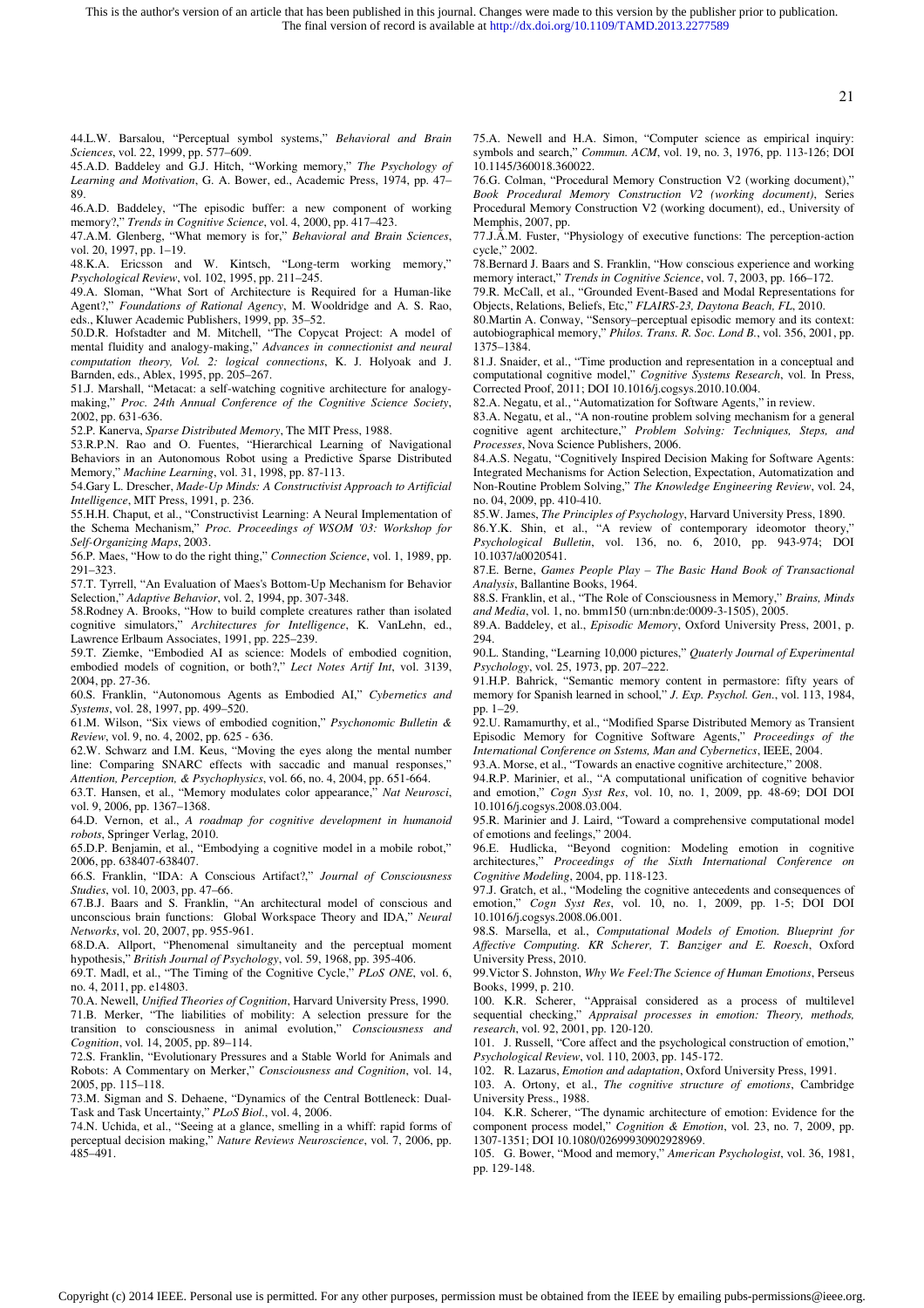44.L.W. Barsalou, "Perceptual symbol systems," *Behavioral and Brain Sciences*, vol. 22, 1999, pp. 577–609.

45.A.D. Baddeley and G.J. Hitch, "Working memory," *The Psychology of Learning and Motivation*, G. A. Bower, ed., Academic Press, 1974, pp. 47–89.

46.A.D. Baddeley, "The episodic buffer: a new component of working memory?," *Trends in Cognitive Science*, vol. 4, 2000, pp. 417–423.

47.A.M. Glenberg, "What memory is for," *Behavioral and Brain Sciences*, vol. 20, 1997, pp. 1–19.

48.K.A. Ericsson and W. Kintsch, "Long-term working memory," *Psychological Review*, vol. 102, 1995, pp. 211–245.

49.A. Sloman, "What Sort of Architecture is Required for a Human-like Agent?," *Foundations of Rational Agency*, M. Wooldridge and A. S. Rao, eds., Kluwer Academic Publishers, 1999, pp. 35–52.

50.D.R. Hofstadter and M. Mitchell, "The Copycat Project: A model of mental fluidity and analogy-making," *Advances in connectionist and neural computation theory, Vol. 2: logical connections*, K. J. Holyoak and J. Barnden, eds., Ablex, 1995, pp. 205–267.

51.J. Marshall, "Metacat: a self-watching cognitive architecture for analogy-making," *Proc. 24th Annual Conference of the Cognitive Science Society*, 2002, pp. 631-636.

52.P. Kanerva, *Sparse Distributed Memory*, The MIT Press, 1988.

53.R.P.N. Rao and O. Fuentes, "Hierarchical Learning of Navigational Behaviors in an Autonomous Robot using a Predictive Sparse Distributed Memory," *Machine Learning*, vol. 31, 1998, pp. 87-113.

54.Gary L. Drescher, *Made-Up Minds: A Constructivist Approach to Artificial Intelligence*, MIT Press, 1991, p. 236.

55.H.H. Chaput, et al., "Constructivist Learning: A Neural Implementation of the Schema Mechanism," *Proc. Proceedings of WSOM '03: Workshop for Self-Organizing Maps*, 2003.

56.P. Maes, "How to do the right thing," *Connection Science*, vol. 1, 1989, pp. 291–323.

57.T. Tyrrell, "An Evaluation of Maes's Bottom-Up Mechanism for Behavior Selection," *Adaptive Behavior*, vol. 2, 1994, pp. 307-348.

58.Rodney A. Brooks, "How to build complete creatures rather than isolated cognitive simulators," *Architectures for Intelligence*, K. VanLehn, ed., Lawrence Erlbaum Associates, 1991, pp. 225–239.

59.T. Ziemke, "Embodied AI as science: Models of embodied cognition, embodied models of cognition, or both?," *Lect Notes Artif Int*, vol. 3139, 2004, pp. 27-36.

60.S. Franklin, "Autonomous Agents as Embodied AI," *Cybernetics and Systems*, vol. 28, 1997, pp. 499–520.

61.M. Wilson, "Six views of embodied cognition," *Psychonomic Bulletin & Review*, vol. 9, no. 4, 2002, pp. 625 - 636.

62.W. Schwarz and I.M. Keus, "Moving the eyes along the mental number line: Comparing SNARC effects with saccadic and manual responses," *Attention, Perception, & Psychophysics*, vol. 66, no. 4, 2004, pp. 651-664.

63.T. Hansen, et al., "Memory modulates color appearance," *Nat Neurosci*, vol. 9, 2006, pp. 1367–1368.

64.D. Vernon, et al., *A roadmap for cognitive development in humanoid robots*, Springer Verlag, 2010.

65.D.P. Benjamin, et al., "Embodying a cognitive model in a mobile robot," 2006, pp. 638407-638407.

66.S. Franklin, "IDA: A Conscious Artifact?," *Journal of Consciousness Studies*, vol. 10, 2003, pp. 47–66.

67.B.J. Baars and S. Franklin, "An architectural model of conscious and unconscious brain functions: Global Workspace Theory and IDA," *Neural Networks*, vol. 20, 2007, pp. 955-961.

68.D.A. Allport, "Phenomenal simultaneity and the perceptual moment hypothesis," *British Journal of Psychology*, vol. 59, 1968, pp. 395-406.

69.T. Madl, et al., "The Timing of the Cognitive Cycle," *PLoS ONE*, vol. 6, no. 4, 2011, pp. e14803.

70.A. Newell, *Unified Theories of Cognition*, Harvard University Press, 1990.

71.B. Merker, "The liabilities of mobility: A selection pressure for the transition to consciousness in animal evolution," *Consciousness and Cognition*, vol. 14, 2005, pp. 89–114.

72.S. Franklin, "Evolutionary Pressures and a Stable World for Animals and Robots: A Commentary on Merker," *Consciousness and Cognition*, vol. 14, 2005, pp. 115–118.

73.M. Sigman and S. Dehaene, "Dynamics of the Central Bottleneck: Dual-Task and Task Uncertainty," *PLoS Biol.*, vol. 4, 2006.

74.N. Uchida, et al., "Seeing at a glance, smelling in a whiff: rapid forms of perceptual decision making," *Nature Reviews Neuroscience*, vol. 7, 2006, pp. 485–491.

75.A. Newell and H.A. Simon, "Computer science as empirical inquiry: symbols and search," *Commun. ACM*, vol. 19, no. 3, 1976, pp. 113-126; DOI 10.1145/360018.360022.

76.G. Colman, "Procedural Memory Construction V2 (working document)," *Book Procedural Memory Construction V2 (working document)*, Series Procedural Memory Construction V2 (working document), ed., University of Memphis, 2007, pp.

77.J.A.M. Fuster, "Physiology of executive functions: The perception-action cycle," 2002.

78.Bernard J. Baars and S. Franklin, "How conscious experience and working memory interact," *Trends in Cognitive Science*, vol. 7, 2003, pp. 166–172.

79.R. McCall, et al., "Grounded Event-Based and Modal Representations for Objects, Relations, Beliefs, Etc," *FLAIRS-23, Daytona Beach, FL*, 2010.

80.Martin A. Conway, "Sensory–perceptual episodic memory and its context: autobiographical memory," *Philos. Trans. R. Soc. Lond B.*, vol. 356, 2001, pp. 1375–1384.

81.J. Snaider, et al., "Time production and representation in a conceptual and computational cognitive model," *Cognitive Systems Research*, vol. In Press, Corrected Proof, 2011; DOI 10.1016/j.cogsys.2010.10.004.

82.A. Negatu, et al., "Automatization for Software Agents," in review.

83.A. Negatu, et al., "A non-routine problem solving mechanism for a general cognitive agent architecture," *Problem Solving: Techniques, Steps, and Processes*, Nova Science Publishers, 2006.

84.A.S. Negatu, "Cognitively Inspired Decision Making for Software Agents: Integrated Mechanisms for Action Selection, Expectation, Automatization and Non-Routine Problem Solving," *The Knowledge Engineering Review*, vol. 24, no. 04, 2009, pp. 410-410.

85.W. James, *The Principles of Psychology*, Harvard University Press, 1890.

86.Y.K. Shin, et al., "A review of contemporary ideomotor theory," *Psychological Bulletin*, vol. 136, no. 6, 2010, pp. 943-974; DOI 10.1037/a0020541.

87.E. Berne, *Games People Play – The Basic Hand Book of Transactional Analysis*, Ballantine Books, 1964.

88.S. Franklin, et al., "The Role of Consciousness in Memory," *Brains, Minds and Media*, vol. 1, no. bmm150 (urn:nbn:de:0009-3-1505), 2005.

89.A. Baddeley, et al., *Episodic Memory*, Oxford University Press, 2001, p. 294.

90.L. Standing, "Learning 10,000 pictures," *Quaterly Journal of Experimental Psychology*, vol. 25, 1973, pp. 207–222.

91.H.P. Bahrick, "Semantic memory content in permastore: fifty years of memory for Spanish learned in school," *J. Exp. Psychol. Gen.*, vol. 113, 1984, pp. 1–29.

92.U. Ramamurthy, et al., "Modified Sparse Distributed Memory as Transient Episodic Memory for Cognitive Software Agents," *Proceedings of the International Conference on Sstems, Man and Cybernetics*, IEEE, 2004.

93.A. Morse, et al., "Towards an enactive cognitive architecture," 2008.

94.R.P. Marinier, et al., "A computational unification of cognitive behavior and emotion," *Cogn Syst Res*, vol. 10, no. 1, 2009, pp. 48-69; DOI DOI 10.1016/j.cogsys.2008.03.004.

95.R. Marinier and J. Laird, "Toward a comprehensive computational model of emotions and feelings," 2004.

96.E. Hudlicka, "Beyond cognition: Modeling emotion in cognitive architectures," *Proceedings of the Sixth International Conference on Cognitive Modeling*, 2004, pp. 118-123.

97.J. Gratch, et al., "Modeling the cognitive antecedents and consequences of emotion," *Cogn Syst Res*, vol. 10, no. 1, 2009, pp. 1-5; DOI DOI 10.1016/j.cogsys.2008.06.001.

98.S. Marsella, et al., *Computational Models of Emotion. Blueprint for Affective Computing. KR Scherer, T. Banziger and E. Roesch*, Oxford University Press, 2010.

99.Victor S. Johnston, *Why We Feel:The Science of Human Emotions*, Perseus Books, 1999, p. 210.

100. K.R. Scherer, "Appraisal considered as a process of multilevel sequential checking," *Appraisal processes in emotion: Theory, methods, research*, vol. 92, 2001, pp. 120-120.

101. J. Russell, "Core affect and the psychological construction of emotion," *Psychological Review*, vol. 110, 2003, pp. 145-172.

102. R. Lazarus, *Emotion and adaptation*, Oxford University Press, 1991.

103. A. Ortony, et al., *The cognitive structure of emotions*, Cambridge University Press., 1988.

104. K.R. Scherer, "The dynamic architecture of emotion: Evidence for the component process model," *Cognition & Emotion*, vol. 23, no. 7, 2009, pp. 1307-1351; DOI 10.1080/02699930902928969.

105. G. Bower, "Mood and memory," *American Psychologist*, vol. 36, 1981, pp. 129-148.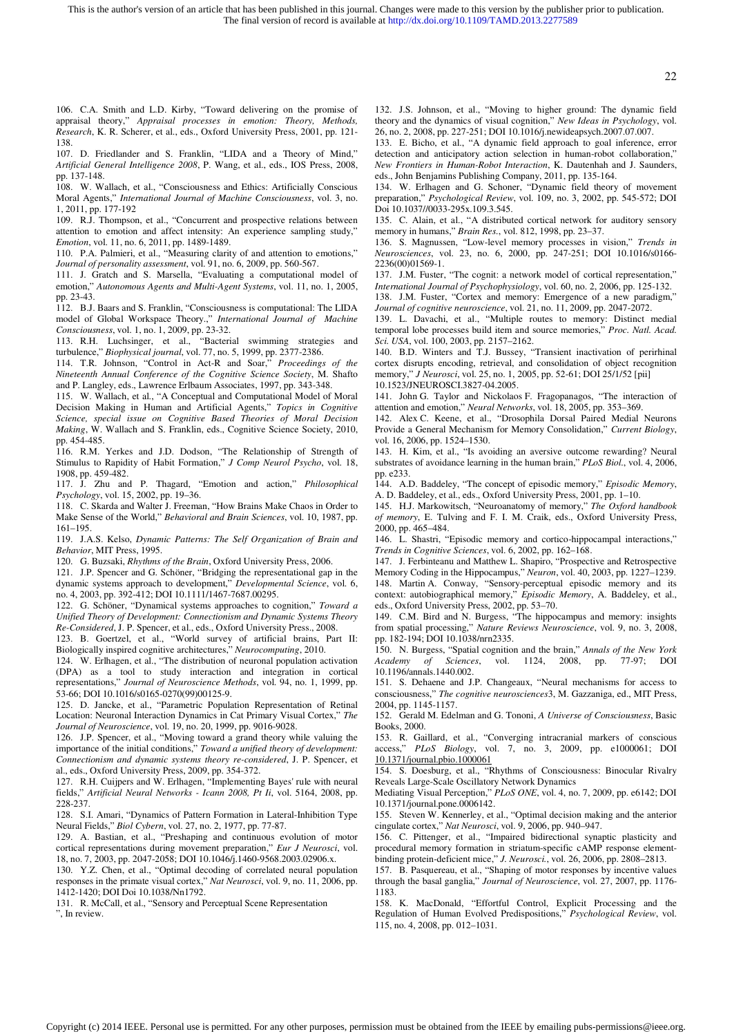106. C.A. Smith and L.D. Kirby, "Toward delivering on the promise of appraisal theory," *Appraisal processes in emotion: Theory, Methods, Research*, K. R. Scherer, et al., eds., Oxford University Press, 2001, pp. 121-138.

107. D. Friedlander and S. Franklin, "LIDA and a Theory of Mind," *Artificial General Intelligence 2008*, P. Wang, et al., eds., IOS Press, 2008, pp. 137-148.

108. W. Wallach, et al., "Consciousness and Ethics: Artificially Conscious Moral Agents," *International Journal of Machine Consciousness*, vol. 3, no. 1, 2011, pp. 177-192

109. R.J. Thompson, et al., "Concurrent and prospective relations between attention to emotion and affect intensity: An experience sampling study," *Emotion*, vol. 11, no. 6, 2011, pp. 1489-1489.

110. P.A. Palmieri, et al., "Measuring clarity of and attention to emotions," *Journal of personality assessment*, vol. 91, no. 6, 2009, pp. 560-567.

111. J. Gratch and S. Marsella, "Evaluating a computational model of emotion," *Autonomous Agents and Multi-Agent Systems*, vol. 11, no. 1, 2005, pp. 23-43.

112. B.J. Baars and S. Franklin, "Consciousness is computational: The LIDA model of Global Workspace Theory.," *International Journal of Machine Consciousness*, vol. 1, no. 1, 2009, pp. 23-32.

113. R.H. Luchsinger, et al., "Bacterial swimming strategies and turbulence," *Biophysical journal*, vol. 77, no. 5, 1999, pp. 2377-2386.

114. T.R. Johnson, "Control in Act-R and Soar," *Proceedings of the Nineteenth Annual Conference of the Cognitive Science Society*, M. Shafto and P. Langley, eds., Lawrence Erlbaum Associates, 1997, pp. 343-348.

115. W. Wallach, et al., "A Conceptual and Computational Model of Moral Decision Making in Human and Artificial Agents," *Topics in Cognitive Science, special issue on Cognitive Based Theories of Moral Decision Making*, W. Wallach and S. Franklin, eds., Cognitive Science Society, 2010, pp. 454-485.

116. R.M. Yerkes and J.D. Dodson, "The Relationship of Strength of Stimulus to Rapidity of Habit Formation," *J Comp Neurol Psycho*, vol. 18, 1908, pp. 459-482.

117. J. Zhu and P. Thagard, "Emotion and action," *Philosophical Psychology*, vol. 15, 2002, pp. 19–36.

118. C. Skarda and Walter J. Freeman, "How Brains Make Chaos in Order to Make Sense of the World," *Behavioral and Brain Sciences*, vol. 10, 1987, pp. 161–195.

119. J.A.S. Kelso, *Dynamic Patterns: The Self Organization of Brain and Behavior*, MIT Press, 1995.

120. G. Buzsaki, *Rhythms of the Brain*, Oxford University Press, 2006.

121. J.P. Spencer and G. Schöner, "Bridging the representational gap in the dynamic systems approach to development," *Developmental Science*, vol. 6, no. 4, 2003, pp. 392-412; DOI 10.1111/1467-7687.00295.

122. G. Schöner, "Dynamical systems approaches to cognition," *Toward a Unified Theory of Development: Connectionism and Dynamic Systems Theory Re-Considered*, J. P. Spencer, et al., eds., Oxford University Press., 2008.

123. B. Goertzel, et al., "World survey of artificial brains, Part II: Biologically inspired cognitive architectures," *Neurocomputing*, 2010.

124. W. Erlhagen, et al., "The distribution of neuronal population activation (DPA) as a tool to study interaction and integration in cortical representations," *Journal of Neuroscience Methods*, vol. 94, no. 1, 1999, pp. 53-66; DOI 10.1016/s0165-0270(99)00125-9.

125. D. Jancke, et al., "Parametric Population Representation of Retinal Location: Neuronal Interaction Dynamics in Cat Primary Visual Cortex," *The Journal of Neuroscience*, vol. 19, no. 20, 1999, pp. 9016-9028.

126. J.P. Spencer, et al., "Moving toward a grand theory while valuing the importance of the initial conditions," *Toward a unified theory of development: Connectionism and dynamic systems theory re-considered*, J. P. Spencer, et al., eds., Oxford University Press, 2009, pp. 354-372.

127. R.H. Cuijpers and W. Erlhagen, "Implementing Bayes' rule with neural fields," *Artificial Neural Networks - Icann 2008, Pt Ii*, vol. 5164, 2008, pp. 228-237.

128. S.I. Amari, "Dynamics of Pattern Formation in Lateral-Inhibition Type Neural Fields," *Biol Cybern*, vol. 27, no. 2, 1977, pp. 77-87.

129. A. Bastian, et al., "Preshaping and continuous evolution of motor cortical representations during movement preparation," *Eur J Neurosci*, vol. 18, no. 7, 2003, pp. 2047-2058; DOI 10.1046/j.1460-9568.2003.02906.x.

130. Y.Z. Chen, et al., "Optimal decoding of correlated neural population responses in the primate visual cortex," *Nat Neurosci*, vol. 9, no. 11, 2006, pp. 1412-1420; DOI Doi 10.1038/Nn1792.

131. R. McCall, et al., "Sensory and Perceptual Scene Representation
", In review.

132. J.S. Johnson, et al., "Moving to higher ground: The dynamic field theory and the dynamics of visual cognition," *New Ideas in Psychology*, vol. 26, no. 2, 2008, pp. 227-251; DOI 10.1016/j.newideapsych.2007.07.007.

133. E. Bicho, et al., "A dynamic field approach to goal inference, error detection and anticipatory action selection in human-robot collaboration," *New Frontiers in Human-Robot Interaction*, K. Dautenhah and J. Saunders, eds., John Benjamins Publishing Company, 2011, pp. 135-164.

134. W. Erlhagen and G. Schoner, "Dynamic field theory of movement preparation," *Psychological Review*, vol. 109, no. 3, 2002, pp. 545-572; DOI Doi 10.1037//0033-295x.109.3.545.

135. C. Alain, et al., "A distributed cortical network for auditory sensory memory in humans," *Brain Res.*, vol. 812, 1998, pp. 23–37.

136. S. Magnussen, "Low-level memory processes in vision," *Trends in Neurosciences*, vol. 23, no. 6, 2000, pp. 247-251; DOI 10.1016/s0166-2236(00)01569-1.

137. J.M. Fuster, "The cognit: a network model of cortical representation," *International Journal of Psychophysiology*, vol. 60, no. 2, 2006, pp. 125-132.

138. J.M. Fuster, "Cortex and memory: Emergence of a new paradigm," *Journal of cognitive neuroscience*, vol. 21, no. 11, 2009, pp. 2047-2072.

139. L. Davachi, et al., "Multiple routes to memory: Distinct medial temporal lobe processes build item and source memories," *Proc. Natl. Acad. Sci. USA*, vol. 100, 2003, pp. 2157–2162.

140. B.D. Winters and T.J. Bussey, "Transient inactivation of perirhinal cortex disrupts encoding, retrieval, and consolidation of object recognition memory," *J Neurosci*, vol. 25, no. 1, 2005, pp. 52-61; DOI 25/1/52 [pii] 10.1523/JNEUROSCI.3827-04.2005.

141. John G. Taylor and Nickolaos F. Fragopanagos, "The interaction of attention and emotion," *Neural Networks*, vol. 18, 2005, pp. 353–369.

142. Alex C. Keene, et al., "Drosophila Dorsal Paired Medial Neurons Provide a General Mechanism for Memory Consolidation," *Current Biology*, vol. 16, 2006, pp. 1524–1530.

143. H. Kim, et al., "Is avoiding an aversive outcome rewarding? Neural substrates of avoidance learning in the human brain," *PLoS Biol.*, vol. 4, 2006, pp. e233.

144. A.D. Baddeley, "The concept of episodic memory," *Episodic Memory*, A. D. Baddeley, et al., eds., Oxford University Press, 2001, pp. 1–10.

145. H.J. Markowitsch, "Neuroanatomy of memory," *The Oxford handbook of memory*, E. Tulving and F. I. M. Craik, eds., Oxford University Press, 2000, pp. 465–484.

146. L. Shastri, "Episodic memory and cortico-hippocampal interactions," *Trends in Cognitive Sciences*, vol. 6, 2002, pp. 162–168.

147. J. Ferbinteanu and Matthew L. Shapiro, "Prospective and Retrospective Memory Coding in the Hippocampus," *Neuron*, vol. 40, 2003, pp. 1227–1239.

148. Martin A. Conway, "Sensory-perceptual episodic memory and its context: autobiographical memory," *Episodic Memory*, A. Baddeley, et al., eds., Oxford University Press, 2002, pp. 53–70.

149. C.M. Bird and N. Burgess, "The hippocampus and memory: insights from spatial processing," *Nature Reviews Neuroscience*, vol. 9, no. 3, 2008, pp. 182-194; DOI 10.1038/nrn2335.

150. N. Burgess, "Spatial cognition and the brain," *Annals of the New York Academy of Sciences*, vol. 1124, 2008, pp. 77-97; DOI 10.1196/annals.1440.002.

151. S. Dehaene and J.P. Changeaux, "Neural mechanisms for access to consciousness," *The cognitive neurosciences3*, M. Gazzaniga, ed., MIT Press, 2004, pp. 1145-1157.

152. Gerald M. Edelman and G. Tononi, *A Universe of Consciousness*, Basic Books, 2000.

153. R. Gaillard, et al., "Converging intracranial markers of conscious access," *PLoS Biology*, vol. 7, no. 3, 2009, pp. e1000061; DOI 10.1371/journal.pbio.1000061

154. S. Doesburg, et al., "Rhythms of Consciousness: Binocular Rivalry Reveals Large-Scale Oscillatory Network Dynamics
Mediating Visual Perception," *PLoS ONE*, vol. 4, no. 7, 2009, pp. e6142; DOI 10.1371/journal.pone.0006142.

155. Steven W. Kennerley, et al., "Optimal decision making and the anterior cingulate cortex," *Nat Neurosci*, vol. 9, 2006, pp. 940–947.

156. C. Pittenger, et al., "Impaired bidirectional synaptic plasticity and procedural memory formation in striatum-specific cAMP response element-binding protein-deficient mice," *J. Neurosci.*, vol. 26, 2006, pp. 2808–2813.

157. B. Pasquereau, et al., "Shaping of motor responses by incentive values through the basal ganglia," *Journal of Neuroscience*, vol. 27, 2007, pp. 1176-1183.

158. K. MacDonald, "Effortful Control, Explicit Processing and the Regulation of Human Evolved Predispositions," *Psychological Review*, vol. 115, no. 4, 2008, pp. 012–1031.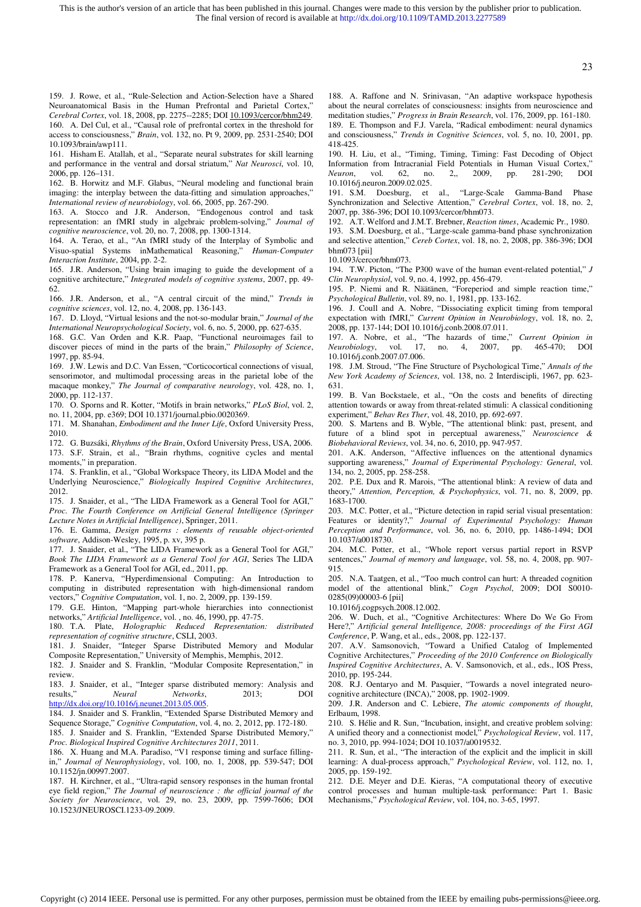159. J. Rowe, et al., "Rule-Selection and Action-Selection have a Shared Neuroanatomical Basis in the Human Prefrontal and Parietal Cortex," *Cerebral Cortex*, vol. 18, 2008, pp. 2275--2285; DOI 10.1093/cercor/bhm249.

160. A. Del Cul, et al., "Causal role of prefrontal cortex in the threshold for access to consciousness," *Brain*, vol. 132, no. Pt 9, 2009, pp. 2531-2540; DOI 10.1093/brain/awp111.

161. Hisham E. Atallah, et al., "Separate neural substrates for skill learning and performance in the ventral and dorsal striatum," *Nat Neurosci*, vol. 10, 2006, pp. 126–131.

162. B. Horwitz and M.F. Glabus, "Neural modeling and functional brain imaging: the interplay between the data-fitting and simulation approaches," *International review of neurobiology*, vol. 66, 2005, pp. 267-290.

163. A. Stocco and J.R. Anderson, "Endogenous control and task representation: an fMRI study in algebraic problem-solving," *Journal of cognitive neuroscience*, vol. 20, no. 7, 2008, pp. 1300-1314.

164. A. Terao, et al., "An fMRI study of the Interplay of Symbolic and Visuo-spatial Systems inMathematical Reasoning," *Human-Computer Interaction Institute*, 2004, pp. 2-2.

165. J.R. Anderson, "Using brain imaging to guide the development of a cognitive architecture," *Integrated models of cognitive systems*, 2007, pp. 49-62.

166. J.R. Anderson, et al., "A central circuit of the mind," *Trends in cognitive sciences*, vol. 12, no. 4, 2008, pp. 136-143.

167. D. Lloyd, "Virtual lesions and the not-so-modular brain," *Journal of the International Neuropsychological Society*, vol. 6, no. 5, 2000, pp. 627-635.

168. G.C. Van Orden and K.R. Paap, "Functional neuroimages fail to discover pieces of mind in the parts of the brain," *Philosophy of Science*, 1997, pp. 85-94.

169. J.W. Lewis and D.C. Van Essen, "Corticocortical connections of visual, sensorimotor, and multimodal processing areas in the parietal lobe of the macaque monkey," *The Journal of comparative neurology*, vol. 428, no. 1, 2000, pp. 112-137.

170. O. Sporns and R. Kotter, "Motifs in brain networks," *PLoS Biol*, vol. 2, no. 11, 2004, pp. e369; DOI 10.1371/journal.pbio.0020369.

171. M. Shanahan, *Embodiment and the Inner Life*, Oxford University Press, 2010.

172. G. Buzsáki, *Rhythms of the Brain*, Oxford University Press, USA, 2006.

173. S.F. Strain, et al., "Brain rhythms, cognitive cycles and mental moments," in preparation.

174. S. Franklin, et al., "Global Workspace Theory, its LIDA Model and the Underlying Neuroscience," *Biologically Inspired Cognitive Architectures*, 2012.

175. J. Snaider, et al., "The LIDA Framework as a General Tool for AGI," *Proc. The Fourth Conference on Artificial General Intelligence (Springer Lecture Notes in Artificial Intelligence)*, Springer, 2011.

176. E. Gamma, *Design patterns : elements of reusable object-oriented software*, Addison-Wesley, 1995, p. xv, 395 p.

177. J. Snaider, et al., "The LIDA Framework as a General Tool for AGI," *Book The LIDA Framework as a General Tool for AGI*, Series The LIDA Framework as a General Tool for AGI, ed., 2011, pp.

178. P. Kanerva, "Hyperdimensional Computing: An Introduction to computing in distributed representation with high-dimensional random vectors," *Cognitive Computation*, vol. 1, no. 2, 2009, pp. 139-159.

179. G.E. Hinton, "Mapping part-whole hierarchies into connectionist networks," *Artificial Intelligence*, vol. , no. 46, 1990, pp. 47-75.

180. T.A. Plate, *Holographic Reduced Representation: distributed representation of cognitive structure*, CSLI, 2003.

181. J. Snaider, "Integer Sparse Distributed Memory and Modular Composite Representation," University of Memphis, Memphis, 2012.

182. J. Snaider and S. Franklin, "Modular Composite Representation," in review.

183. J. Snaider, et al., "Integer sparse distributed memory: Analysis and results," *Neural Networks*, 2013; DOI http://dx.doi.org/10.1016/j.neunet.2013.05.005.

184. J. Snaider and S. Franklin, "Extended Sparse Distributed Memory and Sequence Storage," *Cognitive Computation*, vol. 4, no. 2, 2012, pp. 172-180.

185. J. Snaider and S. Franklin, "Extended Sparse Distributed Memory," *Proc. Biological Inspired Cognitive Architectures 2011*, 2011.

186. X. Huang and M.A. Paradiso, "V1 response timing and surface filling-in," *Journal of Neurophysiology*, vol. 100, no. 1, 2008, pp. 539-547; DOI 10.1152/jn.00997.2007.

187. H. Kirchner, et al., "Ultra-rapid sensory responses in the human frontal eye field region," *The Journal of neuroscience : the official journal of the Society for Neuroscience*, vol. 29, no. 23, 2009, pp. 7599-7606; DOI 10.1523/JNEUROSCI.1233-09.2009.

188. A. Raffone and N. Srinivasan, "An adaptive workspace hypothesis about the neural correlates of consciousness: insights from neuroscience and meditation studies," *Progress in Brain Research*, vol. 176, 2009, pp. 161-180.

189. E. Thompson and F.J. Varela, "Radical embodiment: neural dynamics and consciousness," *Trends in Cognitive Sciences*, vol. 5, no. 10, 2001, pp. 418-425.

190. H. Liu, et al., "Timing, Timing, Timing: Fast Decoding of Object Information from Intracranial Field Potentials in Human Visual Cortex," *Neuron*, vol. 62, no. 2,, 2009, pp. 281-290; DOI 10.1016/j.neuron.2009.02.025.

191. S.M. Doesburg, et al., "Large-Scale Gamma-Band Phase Synchronization and Selective Attention," *Cerebral Cortex*, vol. 18, no. 2, 2007, pp. 386-396; DOI 10.1093/cercor/bhm073.

192. A.T. Welford and J.M.T. Brebner, *Reaction times*, Academic Pr., 1980.

193. S.M. Doesburg, et al., "Large-scale gamma-band phase synchronization and selective attention," *Cereb Cortex*, vol. 18, no. 2, 2008, pp. 386-396; DOI bhm073 [pii]
10.1093/cercor/bhm073.

194. T.W. Picton, "The P300 wave of the human event-related potential," *J Clin Neurophysiol*, vol. 9, no. 4, 1992, pp. 456-479.

195. P. Niemi and R. Näätänen, "Foreperiod and simple reaction time," *Psychological Bulletin*, vol. 89, no. 1, 1981, pp. 133-162.

196. J. Coull and A. Nobre, "Dissociating explicit timing from temporal expectation with fMRI," *Current Opinion in Neurobiology*, vol. 18, no. 2, 2008, pp. 137-144; DOI 10.1016/j.conb.2008.07.011.

197. A. Nobre, et al., "The hazards of time," *Current Opinion in Neurobiology*, vol. 17, no. 4, 2007, pp. 465-470; DOI 10.1016/j.conb.2007.07.006.

198. J.M. Stroud, "The Fine Structure of Psychological Time," *Annals of the New York Academy of Sciences*, vol. 138, no. 2 Interdiscipli, 1967, pp. 623-631.

199. B. Van Bockstaele, et al., "On the costs and benefits of directing attention towards or away from threat-related stimuli: A classical conditioning experiment," *Behav Res Ther*, vol. 48, 2010, pp. 692-697.

200. S. Martens and B. Wyble, "The attentional blink: past, present, and future of a blind spot in perceptual awareness," *Neuroscience & Biobehavioral Reviews*, vol. 34, no. 6, 2010, pp. 947-957.

201. A.K. Anderson, "Affective influences on the attentional dynamics supporting awareness," *Journal of Experimental Psychology: General*, vol. 134, no. 2, 2005, pp. 258-258.

202. P.E. Dux and R. Marois, "The attentional blink: A review of data and theory," *Attention, Perception, & Psychophysics*, vol. 71, no. 8, 2009, pp. 1683-1700.

203. M.C. Potter, et al., "Picture detection in rapid serial visual presentation: Features or identity?," *Journal of Experimental Psychology: Human Perception and Performance*, vol. 36, no. 6, 2010, pp. 1486-1494; DOI 10.1037/a0018730.

204. M.C. Potter, et al., "Whole report versus partial report in RSVP sentences," *Journal of memory and language*, vol. 58, no. 4, 2008, pp. 907-915.

205. N.A. Taatgen, et al., "Too much control can hurt: A threaded cognition model of the attentional blink," *Cogn Psychol*, 2009; DOI S0010-0285(09)00003-6 [pii]
10.1016/j.cogpsych.2008.12.002.

206. W. Duch, et al., "Cognitive Architectures: Where Do We Go From Here?," *Artificial general Intelligence, 2008: proceedings of the First AGI Conference*, P. Wang, et al., eds., 2008, pp. 122-137.

207. A.V. Samsonovich, "Toward a Unified Catalog of Implemented Cognitive Architectures," *Proceeding of the 2010 Conference on Biologically Inspired Cognitive Architectures*, A. V. Samsonovich, et al., eds., IOS Press, 2010, pp. 195-244.

208. R.J. Oentaryo and M. Pasquier, "Towards a novel integrated neuro-cognitive architecture (INCA)," 2008, pp. 1902-1909.

209. J.R. Anderson and C. Lebiere, *The atomic components of thought*, Erlbaum, 1998.

210. S. Hélie and R. Sun, "Incubation, insight, and creative problem solving: A unified theory and a connectionist model," *Psychological Review*, vol. 117, no. 3, 2010, pp. 994-1024; DOI 10.1037/a0019532.

211. R. Sun, et al., "The interaction of the explicit and the implicit in skill learning: A dual-process approach," *Psychological Review*, vol. 112, no. 1, 2005, pp. 159-192.

212. D.E. Meyer and D.E. Kieras, "A computational theory of executive control processes and human multiple-task performance: Part 1. Basic Mechanisms," *Psychological Review*, vol. 104, no. 3-65, 1997.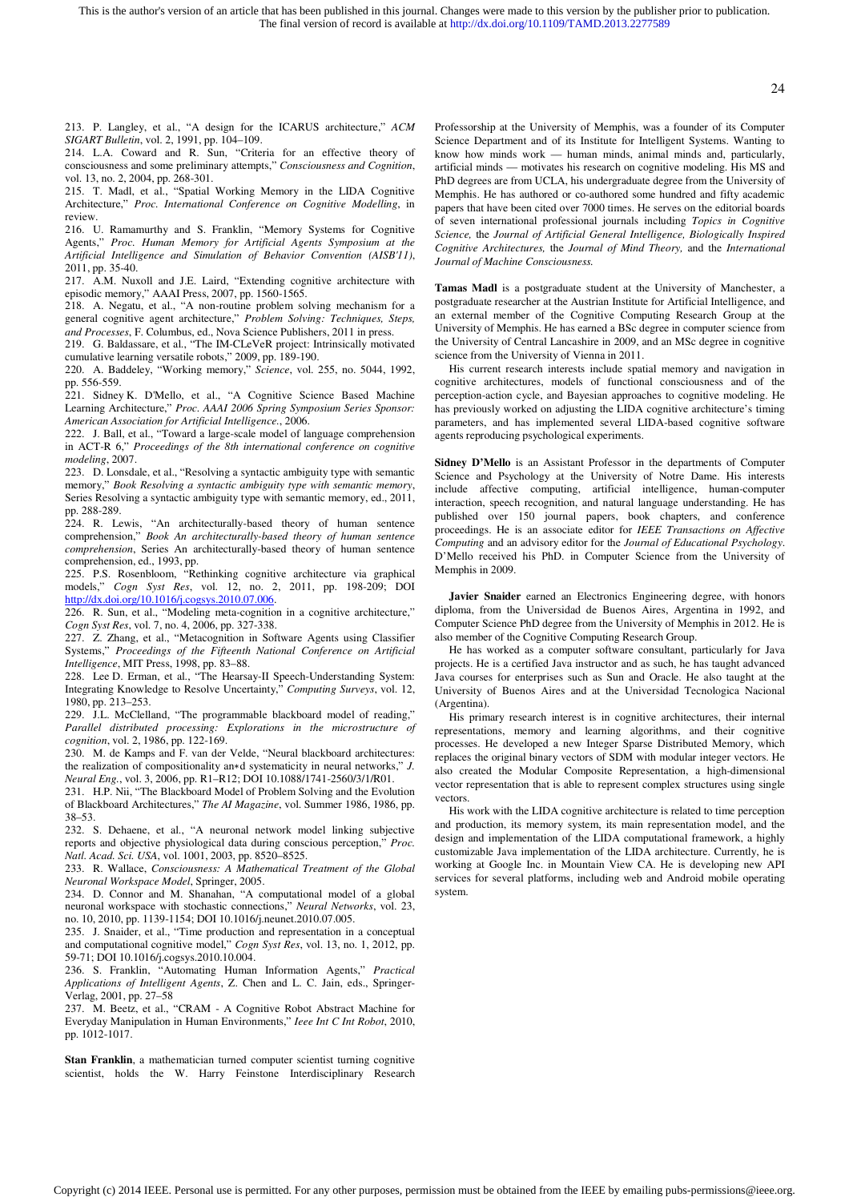213. P. Langley, et al., "A design for the ICARUS architecture," *ACM SIGART Bulletin*, vol. 2, 1991, pp. 104–109.

214. L.A. Coward and R. Sun, "Criteria for an effective theory of consciousness and some preliminary attempts," *Consciousness and Cognition*, vol. 13, no. 2, 2004, pp. 268-301.

215. T. Madl, et al., "Spatial Working Memory in the LIDA Cognitive Architecture," *Proc. International Conference on Cognitive Modelling*, in review.

216. U. Ramamurthy and S. Franklin, "Memory Systems for Cognitive Agents," *Proc. Human Memory for Artificial Agents Symposium at the Artificial Intelligence and Simulation of Behavior Convention (AISB'11)*, 2011, pp. 35-40.

217. A.M. Nuxoll and J.E. Laird, "Extending cognitive architecture with episodic memory," AAAI Press, 2007, pp. 1560-1565.

218. A. Negatu, et al., "A non-routine problem solving mechanism for a general cognitive agent architecture," *Problem Solving: Techniques, Steps, and Processes*, F. Columbus, ed., Nova Science Publishers, 2011 in press.

219. G. Baldassare, et al., "The IM-CLeVeR project: Intrinsically motivated cumulative learning versatile robots," 2009, pp. 189-190.

220. A. Baddeley, "Working memory," *Science*, vol. 255, no. 5044, 1992, pp. 556-559.

221. Sidney K. D'Mello, et al., "A Cognitive Science Based Machine Learning Architecture," *Proc. AAAI 2006 Spring Symposium Series Sponsor: American Association for Artificial Intelligence.*, 2006.

222. J. Ball, et al., "Toward a large-scale model of language comprehension in ACT-R 6," *Proceedings of the 8th international conference on cognitive modeling*, 2007.

223. D. Lonsdale, et al., "Resolving a syntactic ambiguity type with semantic memory," *Book Resolving a syntactic ambiguity type with semantic memory*, Series Resolving a syntactic ambiguity type with semantic memory, ed., 2011, pp. 288-289.

224. R. Lewis, "An architecturally-based theory of human sentence comprehension," *Book An architecturally-based theory of human sentence comprehension*, Series An architecturally-based theory of human sentence comprehension, ed., 1993, pp.

225. P.S. Rosenbloom, "Rethinking cognitive architecture via graphical models," *Cogn Syst Res*, vol. 12, no. 2, 2011, pp. 198-209; DOI http://dx.doi.org/10.1016/j.cogsys.2010.07.006.

226. R. Sun, et al., "Modeling meta-cognition in a cognitive architecture," *Cogn Syst Res*, vol. 7, no. 4, 2006, pp. 327-338.

227. Z. Zhang, et al., "Metacognition in Software Agents using Classifier Systems," *Proceedings of the Fifteenth National Conference on Artificial Intelligence*, MIT Press, 1998, pp. 83–88.

228. Lee D. Erman, et al., "The Hearsay-II Speech-Understanding System: Integrating Knowledge to Resolve Uncertainty," *Computing Surveys*, vol. 12, 1980, pp. 213–253.

229. J.L. McClelland, "The programmable blackboard model of reading," *Parallel distributed processing: Explorations in the microstructure of cognition*, vol. 2, 1986, pp. 122-169.

230. M. de Kamps and F. van der Velde, "Neural blackboard architectures: the realization of compositionality an∗d systematicity in neural networks," *J. Neural Eng.*, vol. 3, 2006, pp. R1–R12; DOI 10.1088/1741-2560/3/1/R01.

231. H.P. Nii, "The Blackboard Model of Problem Solving and the Evolution of Blackboard Architectures," *The AI Magazine*, vol. Summer 1986, 1986, pp. 38–53.

232. S. Dehaene, et al., "A neuronal network model linking subjective reports and objective physiological data during conscious perception," *Proc. Natl. Acad. Sci. USA*, vol. 1001, 2003, pp. 8520–8525.

233. R. Wallace, *Consciousness: A Mathematical Treatment of the Global Neuronal Workspace Model*, Springer, 2005.

234. D. Connor and M. Shanahan, "A computational model of a global neuronal workspace with stochastic connections," *Neural Networks*, vol. 23, no. 10, 2010, pp. 1139-1154; DOI 10.1016/j.neunet.2010.07.005.

235. J. Snaider, et al., "Time production and representation in a conceptual and computational cognitive model," *Cogn Syst Res*, vol. 13, no. 1, 2012, pp. 59-71; DOI 10.1016/j.cogsys.2010.10.004.

236. S. Franklin, "Automating Human Information Agents," *Practical Applications of Intelligent Agents*, Z. Chen and L. C. Jain, eds., Springer-Verlag, 2001, pp. 27–58

237. M. Beetz, et al., "CRAM - A Cognitive Robot Abstract Machine for Everyday Manipulation in Human Environments," *Ieee Int C Int Robot*, 2010, pp. 1012-1017.

**Stan Franklin**, a mathematician turned computer scientist turning cognitive scientist, holds the W. Harry Feinstone Interdisciplinary Research Professorship at the University of Memphis, was a founder of its Computer Science Department and of its Institute for Intelligent Systems. Wanting to know how minds work — human minds, animal minds and, particularly, artificial minds — motivates his research on cognitive modeling. His MS and PhD degrees are from UCLA, his undergraduate degree from the University of Memphis. He has authored or co-authored some hundred and fifty academic papers that have been cited over 7000 times. He serves on the editorial boards of seven international professional journals including *Topics in Cognitive Science,* the *Journal of Artificial General Intelligence, Biologically Inspired Cognitive Architectures,* the *Journal of Mind Theory,* and the *International Journal of Machine Consciousness.*

**Tamas Madl** is a postgraduate student at the University of Manchester, a postgraduate researcher at the Austrian Institute for Artificial Intelligence, and an external member of the Cognitive Computing Research Group at the University of Memphis. He has earned a BSc degree in computer science from the University of Central Lancashire in 2009, and an MSc degree in cognitive science from the University of Vienna in 2011.

His current research interests include spatial memory and navigation in cognitive architectures, models of functional consciousness and of the perception-action cycle, and Bayesian approaches to cognitive modeling. He has previously worked on adjusting the LIDA cognitive architecture's timing parameters, and has implemented several LIDA-based cognitive software agents reproducing psychological experiments.

**Sidney D'Mello** is an Assistant Professor in the departments of Computer Science and Psychology at the University of Notre Dame. His interests include affective computing, artificial intelligence, human-computer interaction, speech recognition, and natural language understanding. He has published over 150 journal papers, book chapters, and conference proceedings. He is an associate editor for *IEEE Transactions on Affective Computing* and an advisory editor for the *Journal of Educational Psychology*. D'Mello received his PhD. in Computer Science from the University of Memphis in 2009.

**Javier Snaider** earned an Electronics Engineering degree, with honors diploma, from the Universidad de Buenos Aires, Argentina in 1992, and Computer Science PhD degree from the University of Memphis in 2012. He is also member of the Cognitive Computing Research Group.

He has worked as a computer software consultant, particularly for Java projects. He is a certified Java instructor and as such, he has taught advanced Java courses for enterprises such as Sun and Oracle. He also taught at the University of Buenos Aires and at the Universidad Tecnologica Nacional (Argentina).

His primary research interest is in cognitive architectures, their internal representations, memory and learning algorithms, and their cognitive processes. He developed a new Integer Sparse Distributed Memory, which replaces the original binary vectors of SDM with modular integer vectors. He also created the Modular Composite Representation, a high-dimensional vector representation that is able to represent complex structures using single vectors.

His work with the LIDA cognitive architecture is related to time perception and production, its memory system, its main representation model, and the design and implementation of the LIDA computational framework, a highly customizable Java implementation of the LIDA architecture. Currently, he is working at Google Inc. in Mountain View CA. He is developing new API services for several platforms, including web and Android mobile operating system.